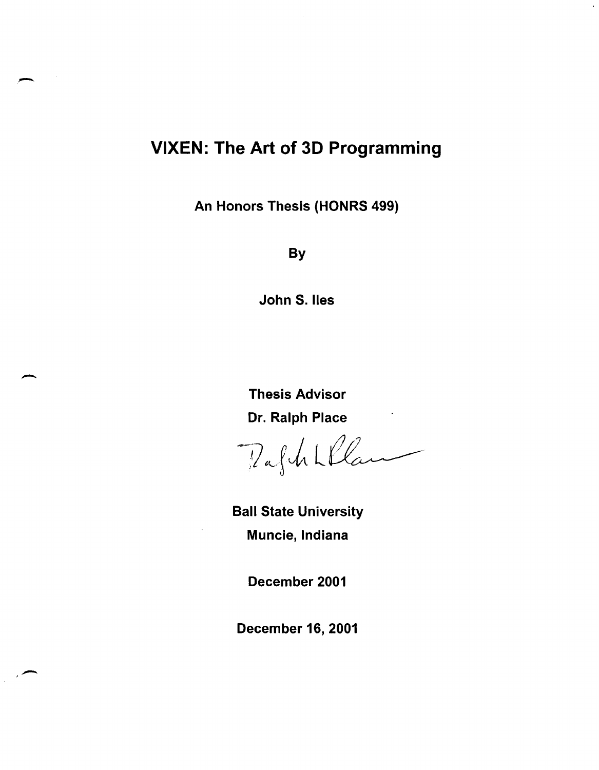# VIXEN: The Art of 3D Programming

**An Honors Thesis (HONRS 499)**

**By**

**John S. Iles**

**Thesis Advisor**

**Dr. Ralph Place**

**Ball State University**

**Muncie, Indiana**

**December 2001**

**December 16, 2001**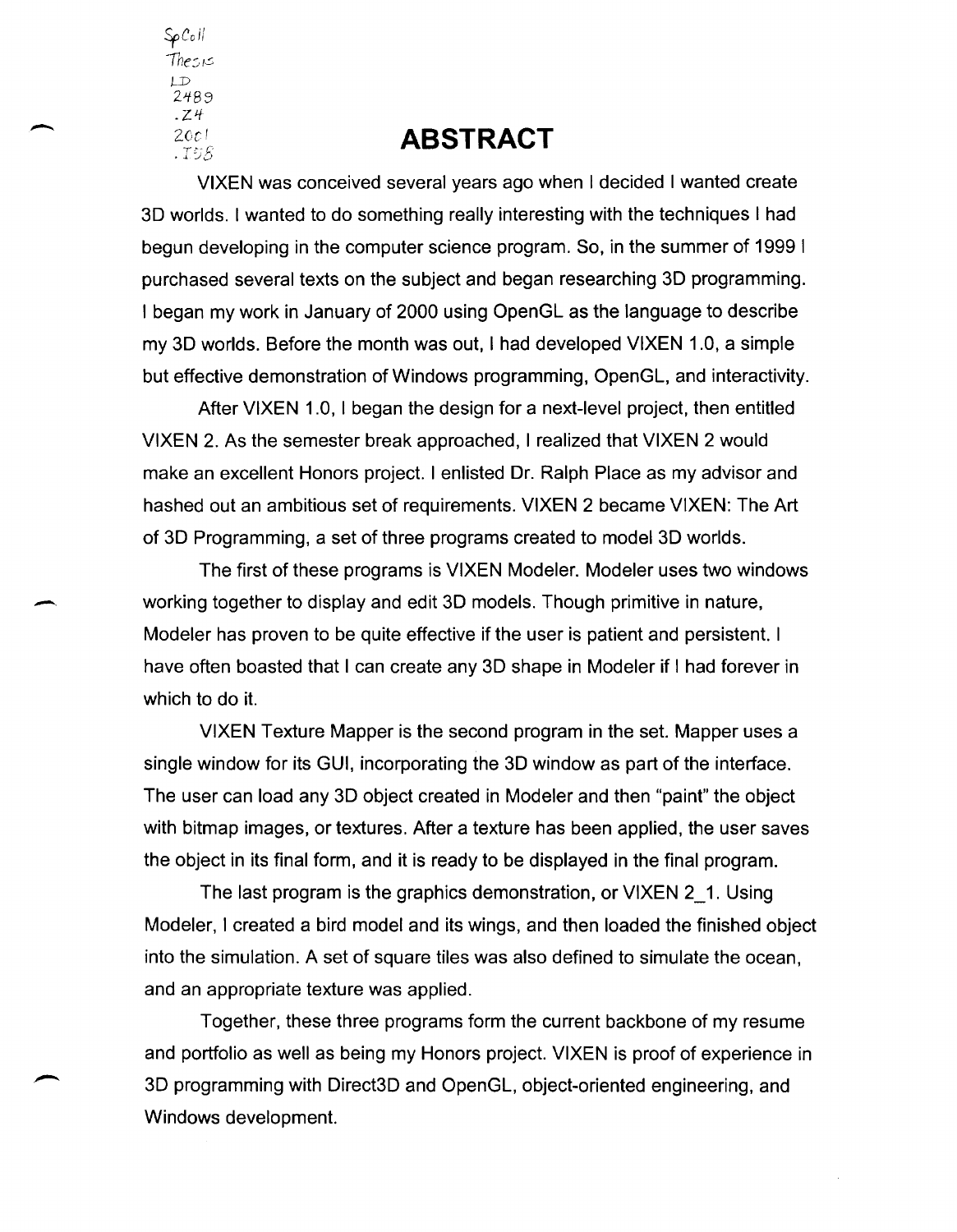# ABSTRACT

VIXEN was conceived several years ago when I decided I wanted create 3D worlds. I wanted to do something really interesting with the techniques I had begun developing in the computer science program. So, in the summer of 1999 I purchased several texts on the subject and began researching 3D programming. I began my work in January of 2000 using OpenGL as the language to describe my 3D worlds. Before the month was out, I had developed VIXEN 1.0, a simple but effective demonstration of Windows programming, OpenGL, and interactivity.

After VIXEN 1.0, I began the design for a next-level project, then entitled VIXEN 2. As the semester break approached, I realized that VIXEN 2 would make an excellent Honors project. I enlisted Dr. Ralph Place as my advisor and hashed out an ambitious set of requirements. VIXEN 2 became VIXEN: The Art of 3D Programming, a set of three programs created to model 3D worlds.

The first of these programs is VIXEN Modeler. Modeler uses two windows working together to display and edit 3D models. Though primitive in nature, Modeler has proven to be quite effective if the user is patient and persistent. I have often boasted that I can create any 3D shape in Modeler if I had forever in which to do it.

VIXEN Texture Mapper is the second program in the set. Mapper uses a single window for its GUI, incorporating the 3D window as part of the interface. The user can load any 3D object created in Modeler and then "paint" the object with bitmap images, or textures. After a texture has been applied, the user saves the object in its final form, and it is ready to be displayed in the final program.

The last program is the graphics demonstration, or VIXEN 2_1. Using Modeler, I created a bird model and its wings, and then loaded the finished object into the simulation. A set of square tiles was also defined to simulate the ocean, and an appropriate texture was applied.

Together, these three programs form the current backbone of my resume and portfolio as well as being my Honors project. VIXEN is proof of experience in 3D programming with Direct3D and OpenGL, object-oriented engineering, and Windows development.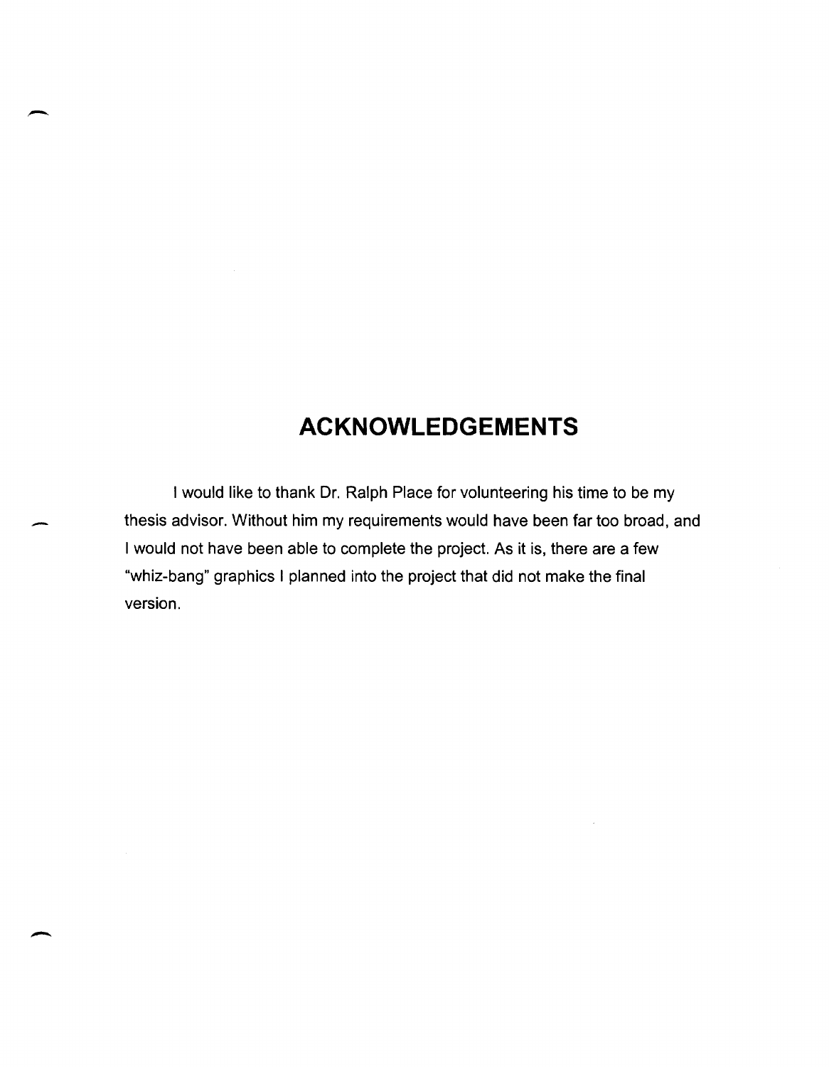# ACKNOWLEDGEMENTS

I would like to thank Dr. Ralph Place for volunteering his time to be my thesis advisor. Without him my requirements would have been far too broad, and I would not have been able to complete the project. As it is, there are a few "whiz-bang" graphics I planned into the project that did not make the final version.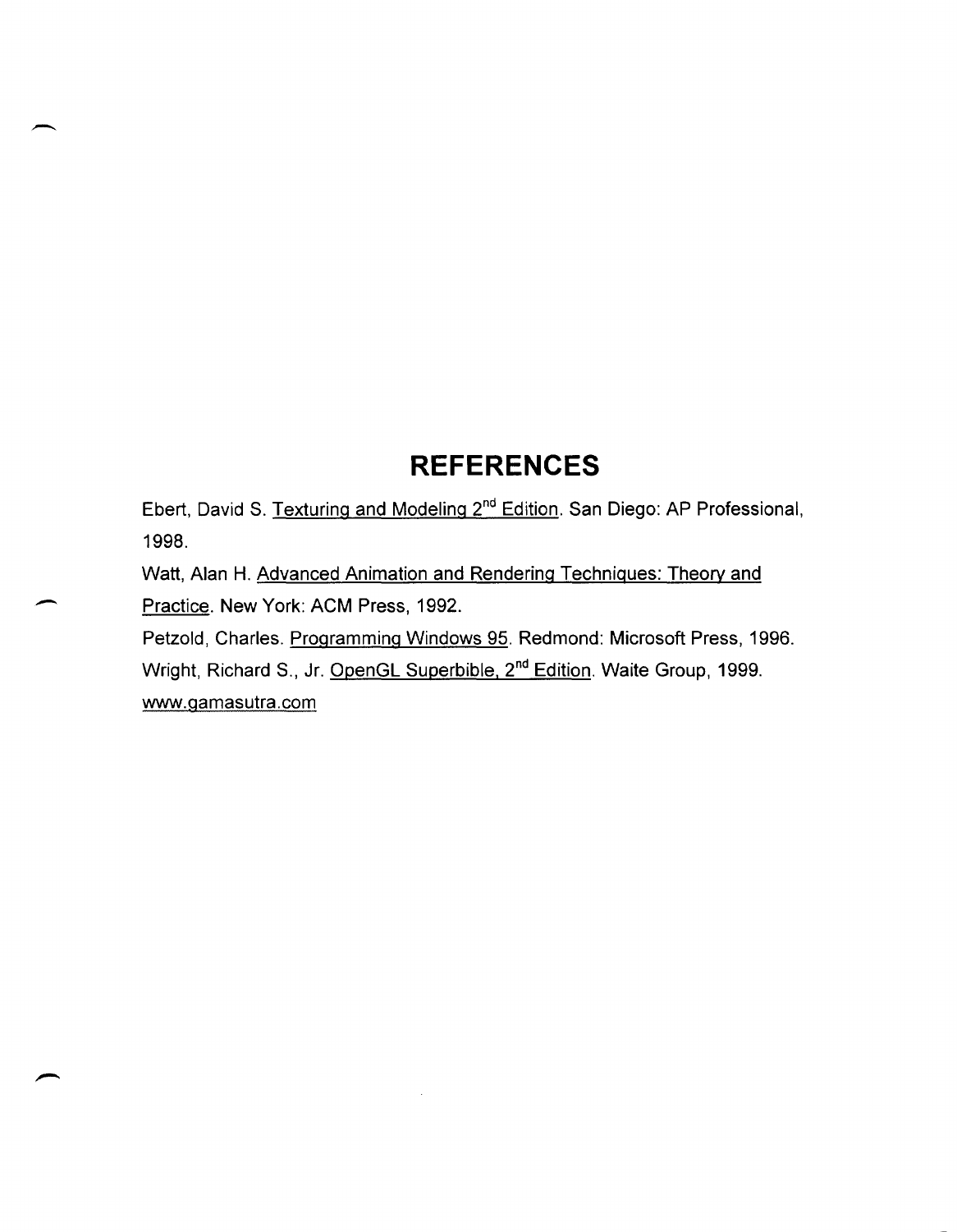# REFERENCES

Ebert, David S. Texturing and Modeling 2nd Edition. San Diego: AP Professional, 1998.

Watt, Alan H. Advanced Animation and Rendering Techniques: Theory and Practice. New York: ACM Press, 1992.

Petzold, Charles. Programming Windows 95. Redmond: Microsoft Press, 1996.

Wright, Richard S., Jr. OpenGL Superbible, 2nd Edition. Waite Group, 1999.

www.gamasutra.com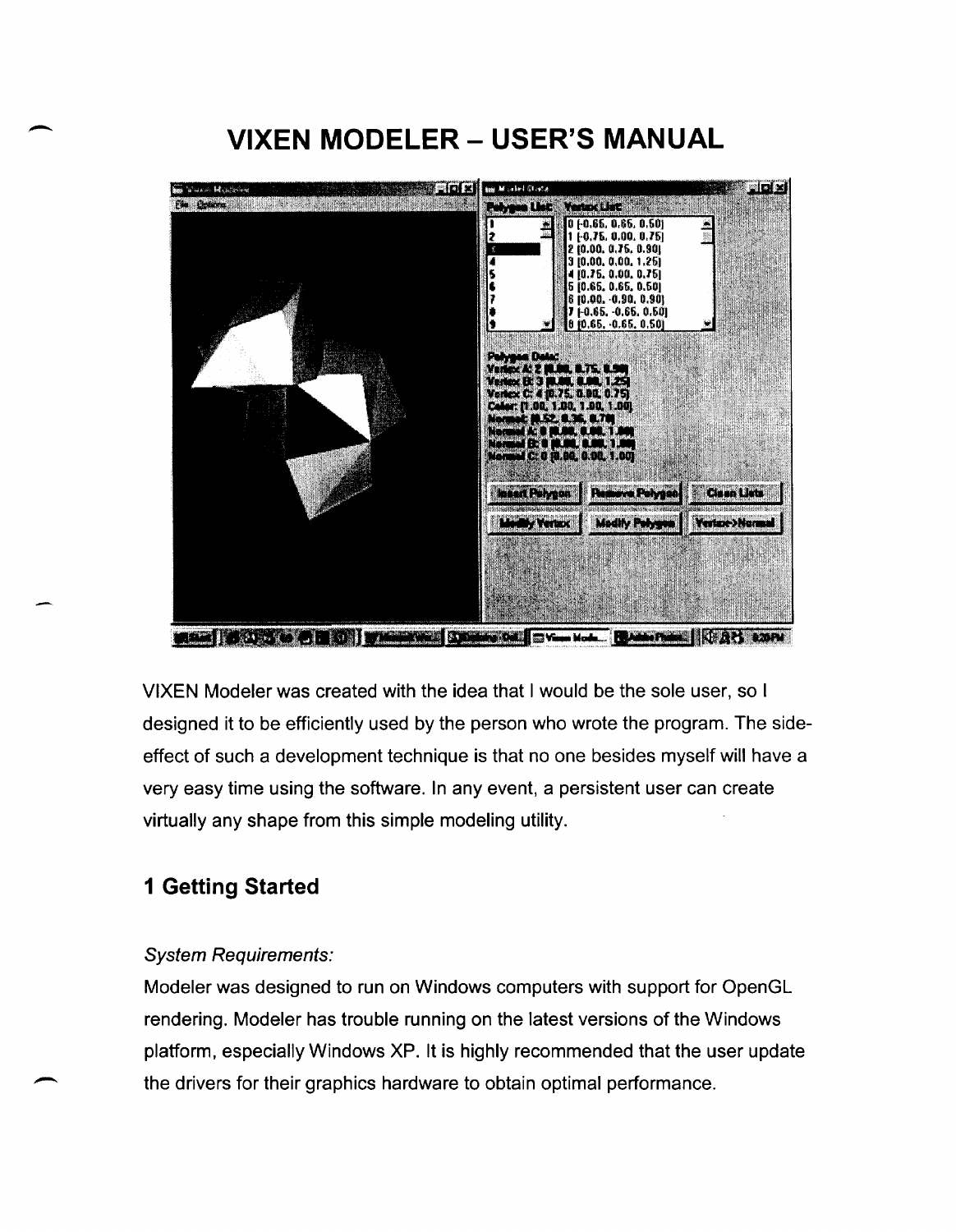# VIXEN MODELER – USER'S MANUAL

VIXEN Modeler was created with the idea that I would be the sole user, so I designed it to be efficiently used by the person who wrote the program. The side-effect of such a development technique is that no one besides myself will have a very easy time using the software. In any event, a persistent user can create virtually any shape from this simple modeling utility.

## 1 Getting Started

*System Requirements:*

Modeler was designed to run on Windows computers with support for OpenGL rendering. Modeler has trouble running on the latest versions of the Windows platform, especially Windows XP. It is highly recommended that the user update the drivers for their graphics hardware to obtain optimal performance.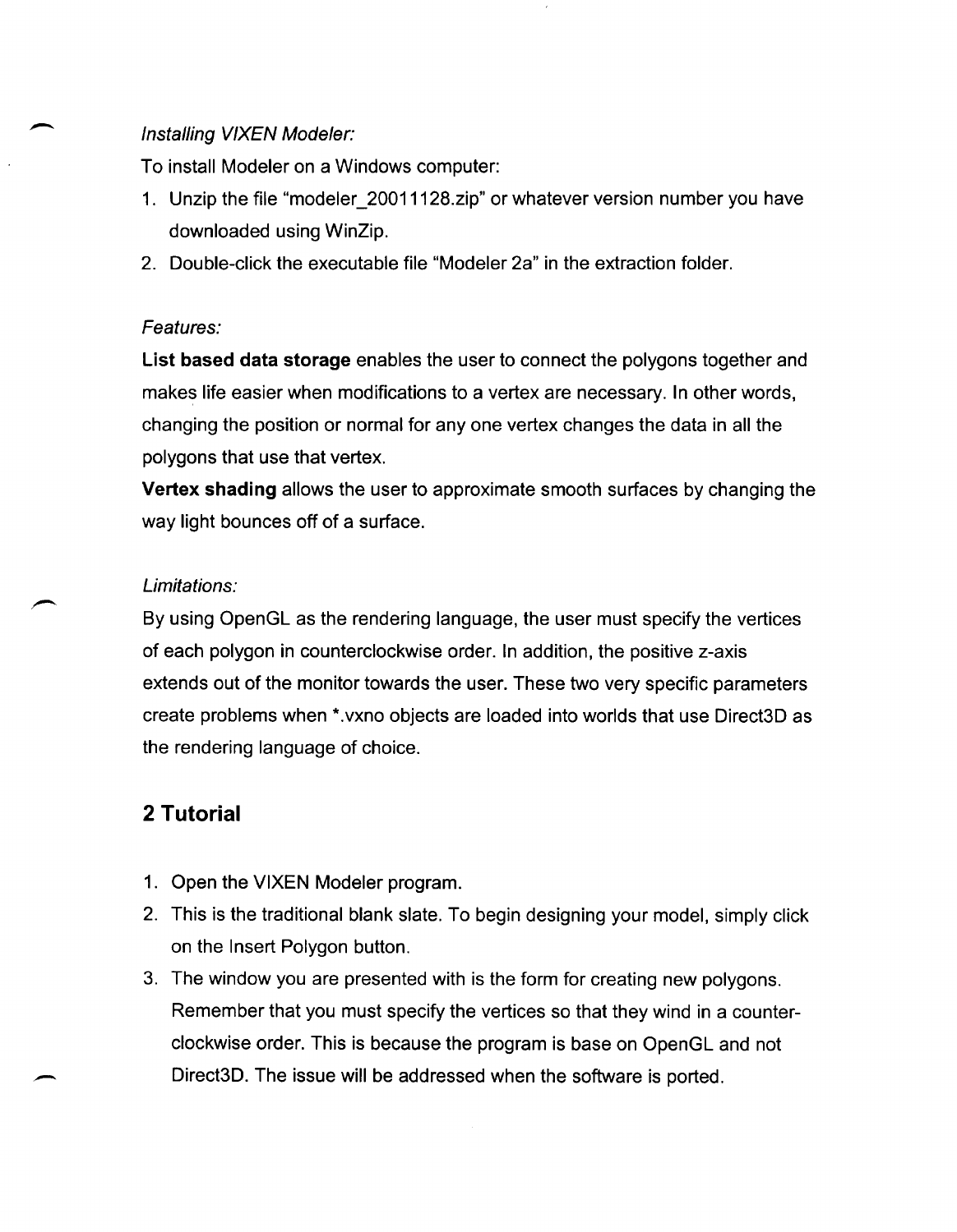*Installing VIXEN Modeler:*

To install Modeler on a Windows computer:

1. Unzip the file "modeler_20011128.zip" or whatever version number you have downloaded using WinZip.
2. Double-click the executable file "Modeler 2a" in the extraction folder.

*Features:*

**List based data storage** enables the user to connect the polygons together and makes life easier when modifications to a vertex are necessary. In other words, changing the position or normal for any one vertex changes the data in all the polygons that use that vertex.

**Vertex shading** allows the user to approximate smooth surfaces by changing the way light bounces off of a surface.

*Limitations:*

By using OpenGL as the rendering language, the user must specify the vertices of each polygon in counterclockwise order. In addition, the positive z-axis extends out of the monitor towards the user. These two very specific parameters create problems when *.vxno objects are loaded into worlds that use Direct3D as the rendering language of choice.

## 2 Tutorial

1. Open the VIXEN Modeler program.
2. This is the traditional blank slate. To begin designing your model, simply click on the Insert Polygon button.
3. The window you are presented with is the form for creating new polygons. Remember that you must specify the vertices so that they wind in a counter-clockwise order. This is because the program is base on OpenGL and not Direct3D. The issue will be addressed when the software is ported.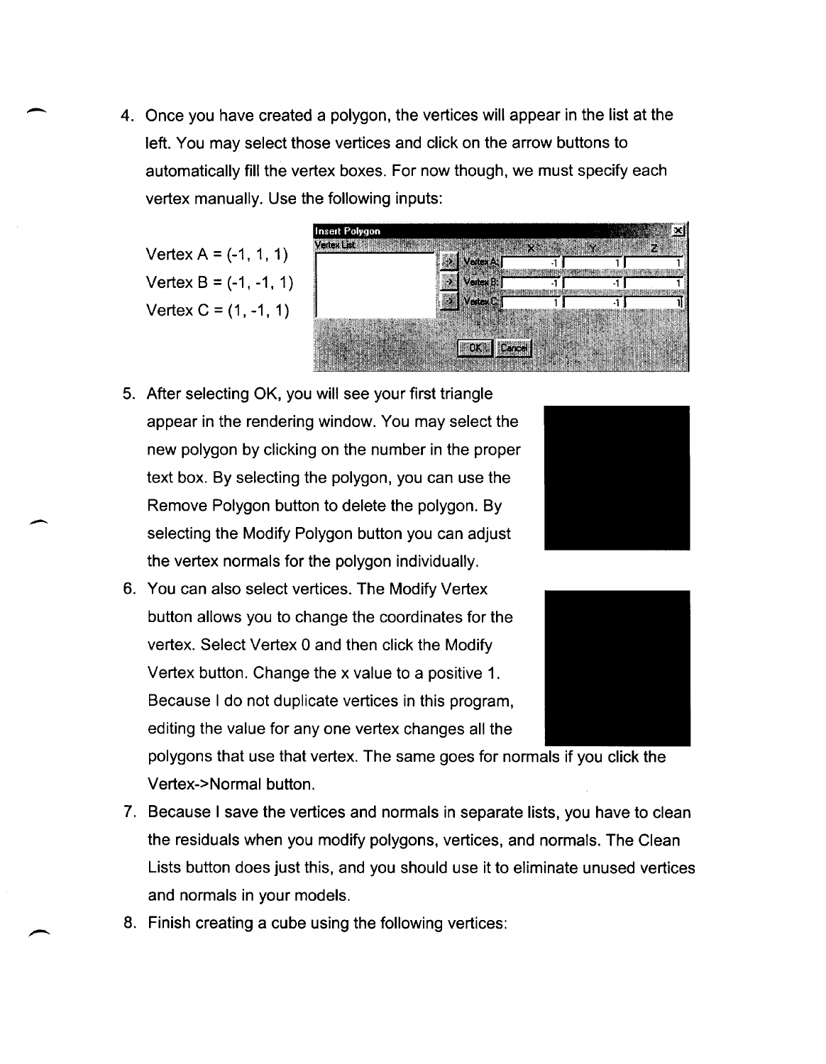4. Once you have created a polygon, the vertices will appear in the list at the left. You may select those vertices and click on the arrow buttons to automatically fill the vertex boxes. For now though, we must specify each vertex manually. Use the following inputs:

   Vertex A = (-1, 1, 1)
   Vertex B = (-1, -1, 1)
   Vertex C = (1, -1, 1)

5. After selecting OK, you will see your first triangle appear in the rendering window. You may select the new polygon by clicking on the number in the proper text box. By selecting the polygon, you can use the Remove Polygon button to delete the polygon. By selecting the Modify Polygon button you can adjust the vertex normals for the polygon individually.
6. You can also select vertices. The Modify Vertex button allows you to change the coordinates for the vertex. Select Vertex 0 and then click the Modify Vertex button. Change the x value to a positive 1. Because I do not duplicate vertices in this program, editing the value for any one vertex changes all the polygons that use that vertex. The same goes for normals if you click the Vertex->Normal button.
7. Because I save the vertices and normals in separate lists, you have to clean the residuals when you modify polygons, vertices, and normals. The Clean Lists button does just this, and you should use it to eliminate unused vertices and normals in your models.
8. Finish creating a cube using the following vertices: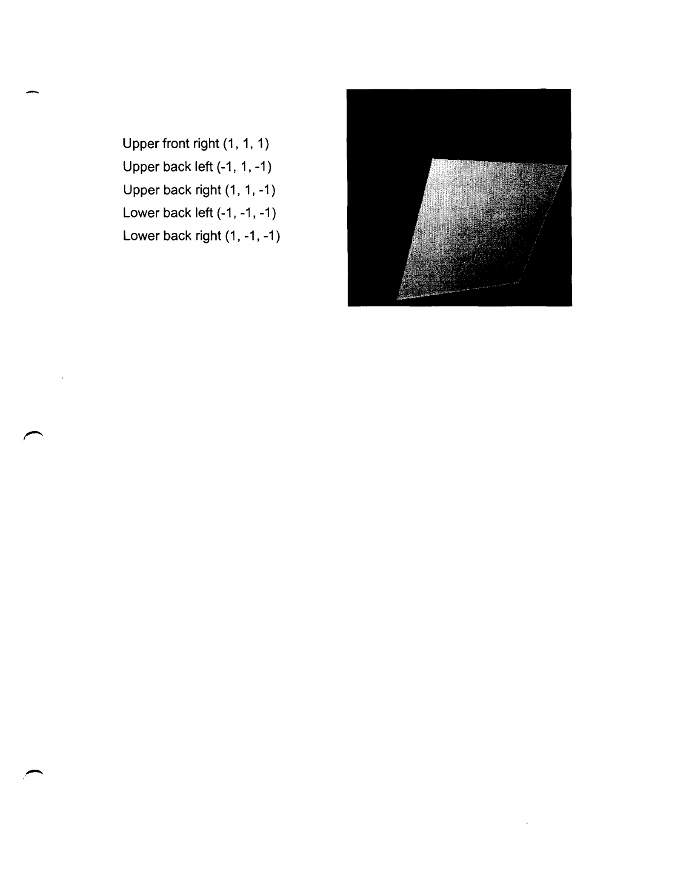Upper front right (1, 1, 1)

Upper back left (-1, 1, -1)

Upper back right (1, 1, -1)

Lower back left (-1, -1, -1)

Lower back right (1, -1, -1)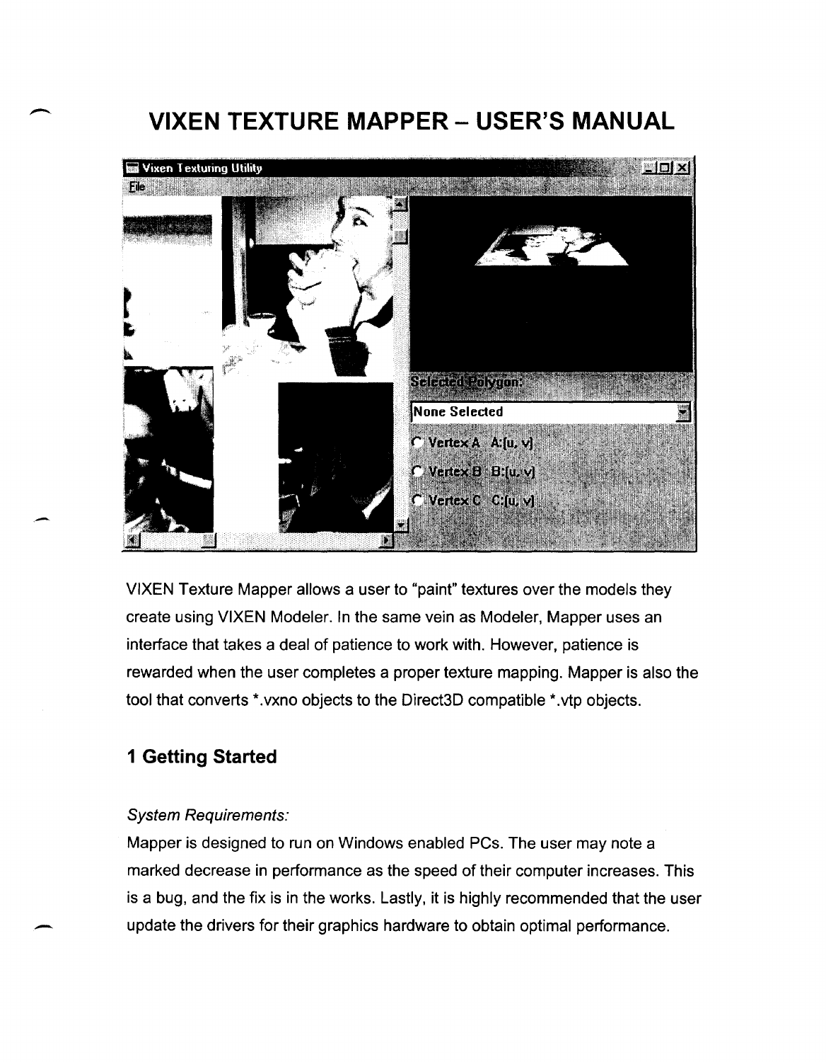# VIXEN TEXTURE MAPPER – USER'S MANUAL

VIXEN Texture Mapper allows a user to "paint" textures over the models they create using VIXEN Modeler. In the same vein as Modeler, Mapper uses an interface that takes a deal of patience to work with. However, patience is rewarded when the user completes a proper texture mapping. Mapper is also the tool that converts *.vxno objects to the Direct3D compatible *.vtp objects.

## 1 Getting Started

*System Requirements:*

Mapper is designed to run on Windows enabled PCs. The user may note a marked decrease in performance as the speed of their computer increases. This is a bug, and the fix is in the works. Lastly, it is highly recommended that the user update the drivers for their graphics hardware to obtain optimal performance.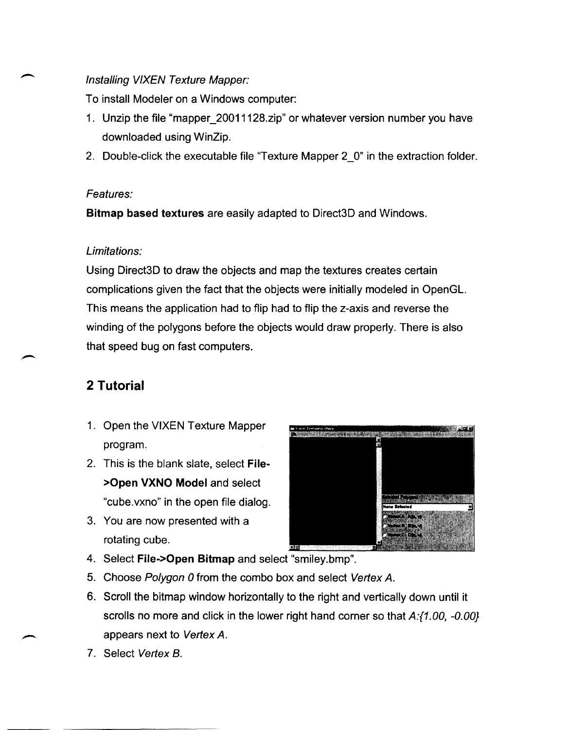*Installing VIXEN Texture Mapper:*

To install Modeler on a Windows computer:

1. Unzip the file "mapper_20011128.zip" or whatever version number you have downloaded using WinZip.
2. Double-click the executable file "Texture Mapper 2_0" in the extraction folder.

*Features:*

**Bitmap based textures** are easily adapted to Direct3D and Windows.

*Limitations:*

Using Direct3D to draw the objects and map the textures creates certain complications given the fact that the objects were initially modeled in OpenGL. This means the application had to flip had to flip the z-axis and reverse the winding of the polygons before the objects would draw properly. There is also that speed bug on fast computers.

## 2 Tutorial

1. Open the VIXEN Texture Mapper program.
2. This is the blank slate, select **File->Open VXNO Model** and select "cube.vxno" in the open file dialog.
3. You are now presented with a rotating cube.
4. Select **File->Open Bitmap** and select "smiley.bmp".
5. Choose *Polygon 0* from the combo box and select *Vertex A*.
6. Scroll the bitmap window horizontally to the right and vertically down until it scrolls no more and click in the lower right hand corner so that *A:{1.00, -0.00}* appears next to *Vertex A*.
7. Select *Vertex B*.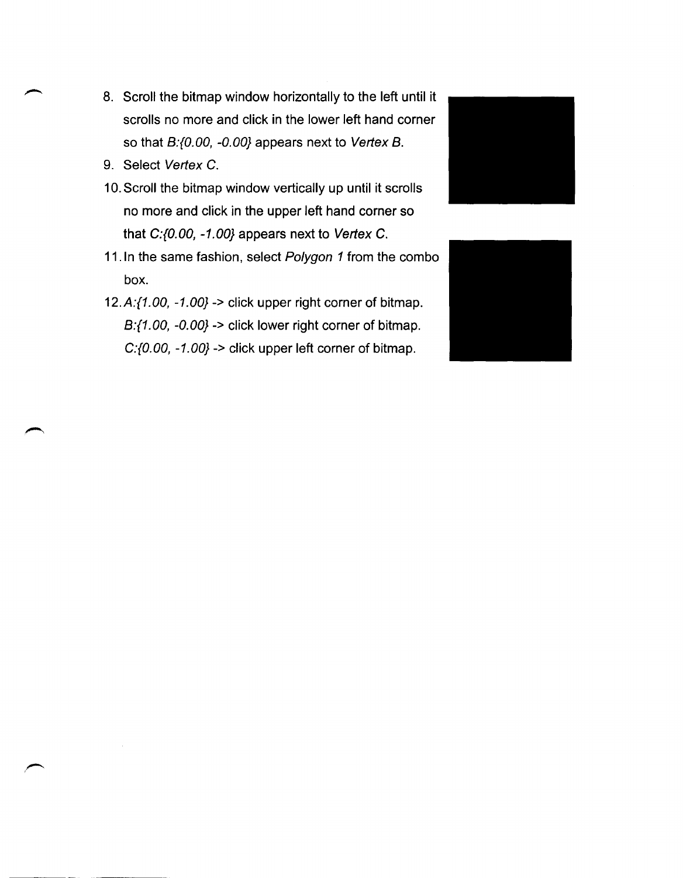8. Scroll the bitmap window horizontally to the left until it scrolls no more and click in the lower left hand corner so that *B:{0.00, -0.00}* appears next to *Vertex B*.
9. Select *Vertex C*.
10. Scroll the bitmap window vertically up until it scrolls no more and click in the upper left hand corner so that *C:{0.00, -1.00}* appears next to *Vertex C*.
11. In the same fashion, select *Polygon 1* from the combo box.
12. *A:{1.00, -1.00}* -> click upper right corner of bitmap.
    *B:{1.00, -0.00}* -> click lower right corner of bitmap.
    *C:{0.00, -1.00}* -> click upper left corner of bitmap.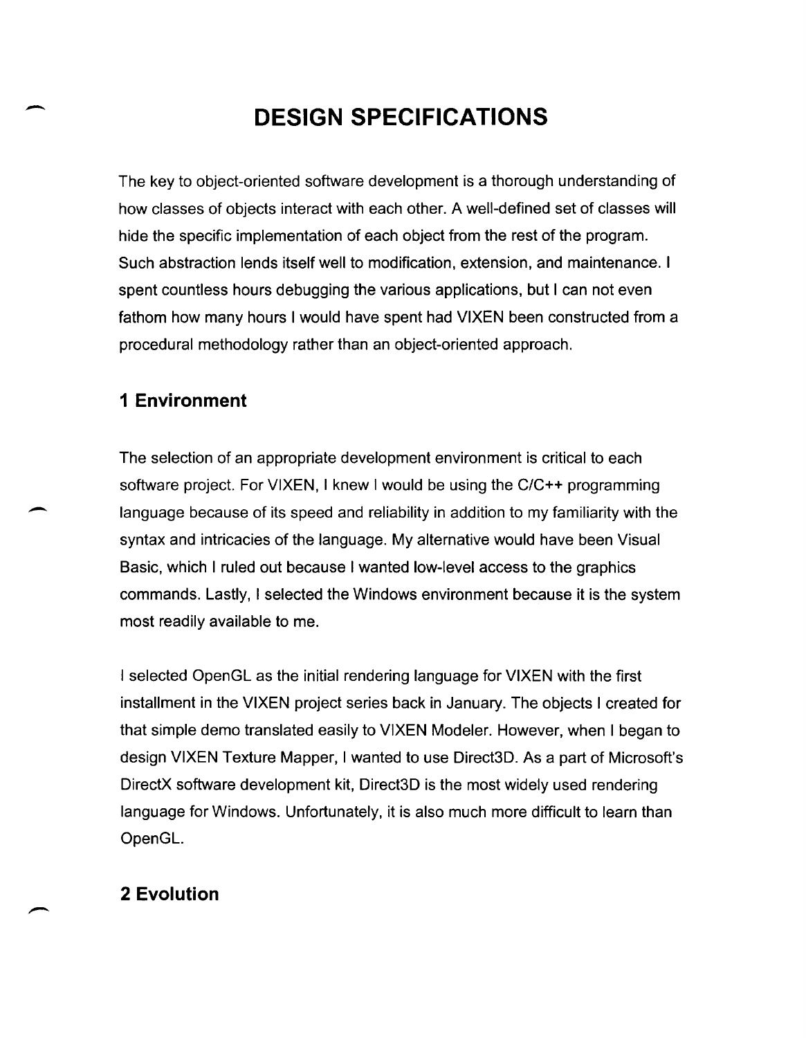# DESIGN SPECIFICATIONS

The key to object-oriented software development is a thorough understanding of how classes of objects interact with each other. A well-defined set of classes will hide the specific implementation of each object from the rest of the program. Such abstraction lends itself well to modification, extension, and maintenance. I spent countless hours debugging the various applications, but I can not even fathom how many hours I would have spent had VIXEN been constructed from a procedural methodology rather than an object-oriented approach.

## 1 Environment

The selection of an appropriate development environment is critical to each software project. For VIXEN, I knew I would be using the C/C++ programming language because of its speed and reliability in addition to my familiarity with the syntax and intricacies of the language. My alternative would have been Visual Basic, which I ruled out because I wanted low-level access to the graphics commands. Lastly, I selected the Windows environment because it is the system most readily available to me.

I selected OpenGL as the initial rendering language for VIXEN with the first installment in the VIXEN project series back in January. The objects I created for that simple demo translated easily to VIXEN Modeler. However, when I began to design VIXEN Texture Mapper, I wanted to use Direct3D. As a part of Microsoft's DirectX software development kit, Direct3D is the most widely used rendering language for Windows. Unfortunately, it is also much more difficult to learn than OpenGL.

## 2 Evolution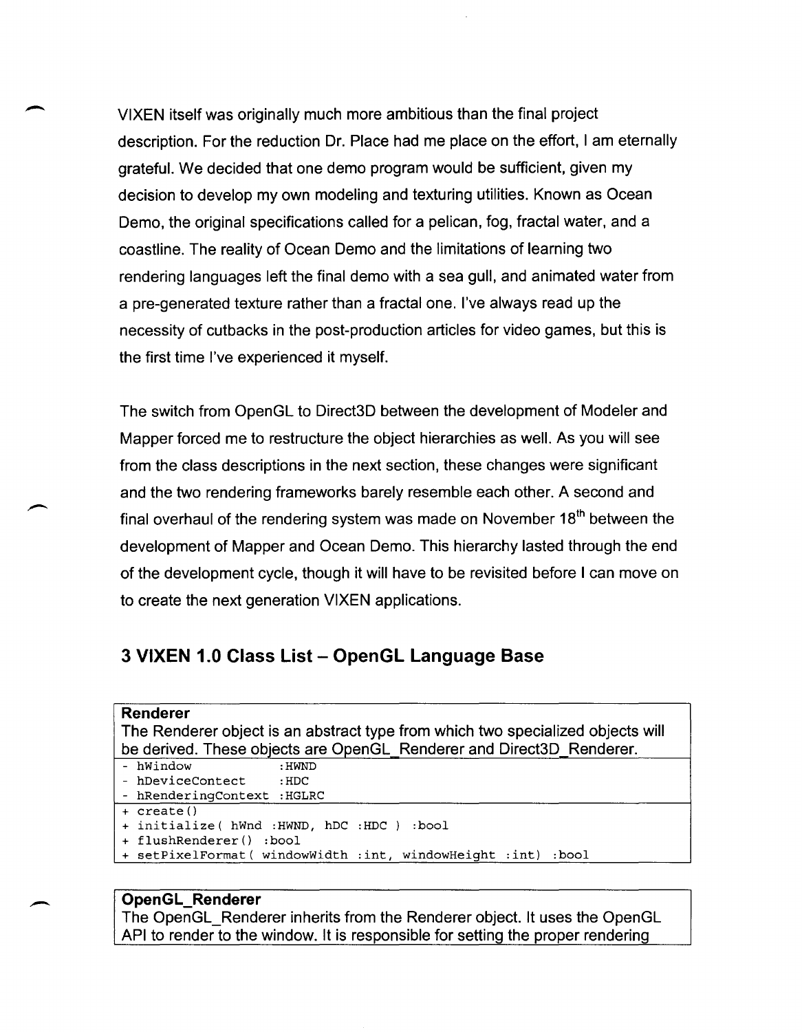VIXEN itself was originally much more ambitious than the final project description. For the reduction Dr. Place had me place on the effort, I am eternally grateful. We decided that one demo program would be sufficient, given my decision to develop my own modeling and texturing utilities. Known as Ocean Demo, the original specifications called for a pelican, fog, fractal water, and a coastline. The reality of Ocean Demo and the limitations of learning two rendering languages left the final demo with a sea gull, and animated water from a pre-generated texture rather than a fractal one. I've always read up the necessity of cutbacks in the post-production articles for video games, but this is the first time I've experienced it myself.

The switch from OpenGL to Direct3D between the development of Modeler and Mapper forced me to restructure the object hierarchies as well. As you will see from the class descriptions in the next section, these changes were significant and the two rendering frameworks barely resemble each other. A second and final overhaul of the rendering system was made on November 18th between the development of Mapper and Ocean Demo. This hierarchy lasted through the end of the development cycle, though it will have to be revisited before I can move on to create the next generation VIXEN applications.

## 3 VIXEN 1.0 Class List – OpenGL Language Base

**Renderer**
The Renderer object is an abstract type from which two specialized objects will be derived. These objects are OpenGL_Renderer and Direct3D_Renderer.

```
- hWindow            :HWND
- hDeviceContect     :HDC
- hRenderingContext  :HGLRC
```

```
+ create()
+ initialize( hWnd :HWND, hDC :HDC ) :bool
+ flushRenderer() :bool
+ setPixelFormat( windowWidth :int, windowHeight :int) :bool
```

**OpenGL_Renderer**
The OpenGL_Renderer inherits from the Renderer object. It uses the OpenGL API to render to the window. It is responsible for setting the proper rendering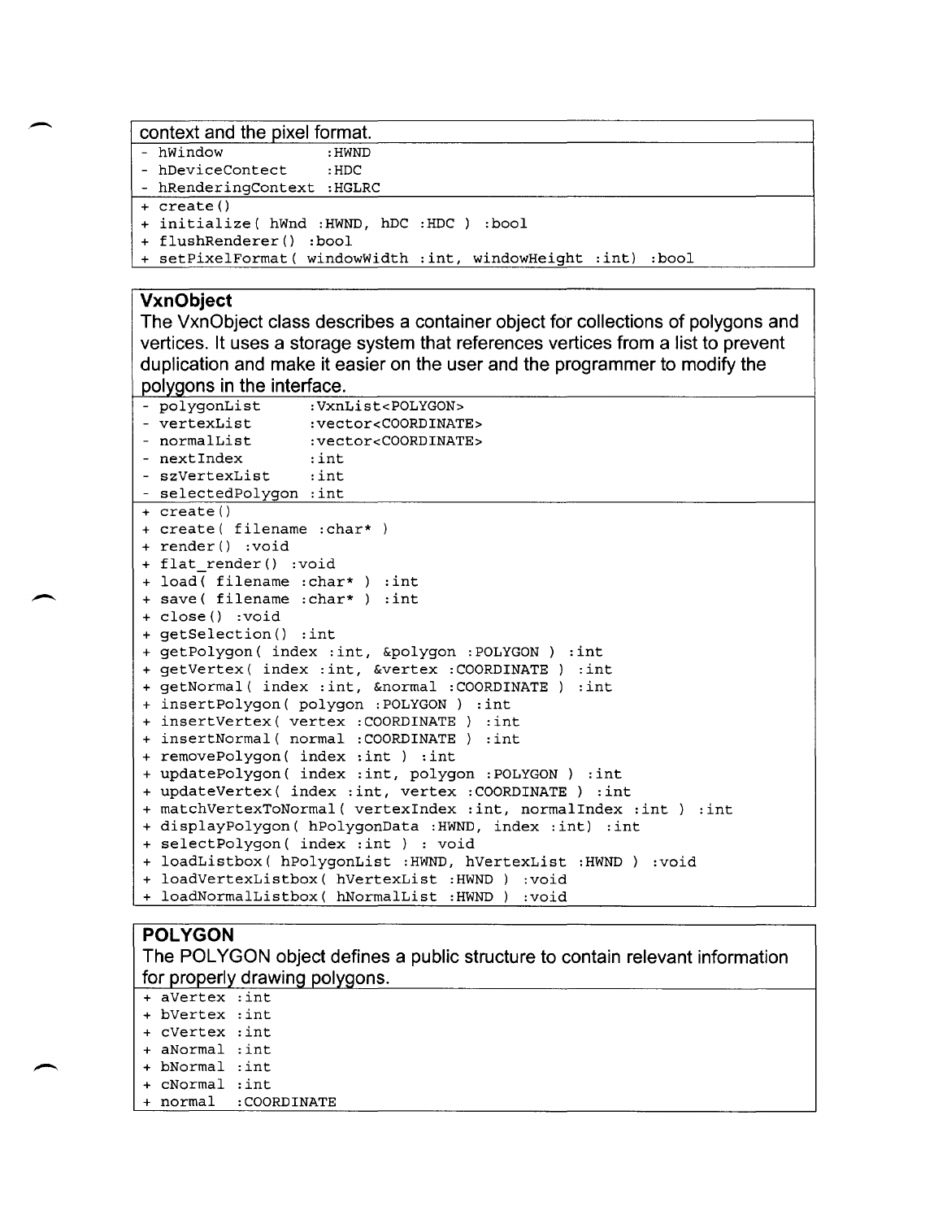context and the pixel format.

```
- hWindow            :HWND
- hDeviceContect     :HDC
- hRenderingContext  :HGLRC
```

```
+ create()
+ initialize( hWnd :HWND, hDC :HDC ) :bool
+ flushRenderer() :bool
+ setPixelFormat( windowWidth :int, windowHeight :int) :bool
```

**VxnObject**

The VxnObject class describes a container object for collections of polygons and vertices. It uses a storage system that references vertices from a list to prevent duplication and make it easier on the user and the programmer to modify the polygons in the interface.

```
- polygonList      :VxnList<POLYGON>
- vertexList       :vector<COORDINATE>
- normalList       :vector<COORDINATE>
- nextIndex        :int
- szVertexList     :int
- selectedPolygon  :int
```

```
+ create()
+ create( filename :char* )
+ render() :void
+ flat_render() :void
+ load( filename :char* ) :int
+ save( filename :char* ) :int
+ close() :void
+ getSelection() :int
+ getPolygon( index :int, &polygon :POLYGON ) :int
+ getVertex( index :int, &vertex :COORDINATE ) :int
+ getNormal( index :int, &normal :COORDINATE ) :int
+ insertPolygon( polygon :POLYGON ) :int
+ insertVertex( vertex :COORDINATE ) :int
+ insertNormal( normal :COORDINATE ) :int
+ removePolygon( index :int ) :int
+ updatePolygon( index :int, polygon :POLYGON ) :int
+ updateVertex( index :int, vertex :COORDINATE ) :int
+ matchVertexToNormal( vertexIndex :int, normalIndex :int ) :int
+ displayPolygon( hPolygonData :HWND, index :int) :int
+ selectPolygon( index :int ) : void
+ loadListbox( hPolygonList :HWND, hVertexList :HWND ) :void
+ loadVertexListbox( hVertexList :HWND ) :void
+ loadNormalListbox( hNormalList :HWND ) :void
```

**POLYGON**

The POLYGON object defines a public structure to contain relevant information for properly drawing polygons.

```
+ aVertex :int
+ bVertex :int
+ cVertex :int
+ aNormal :int
+ bNormal :int
+ cNormal :int
+ normal  :COORDINATE
```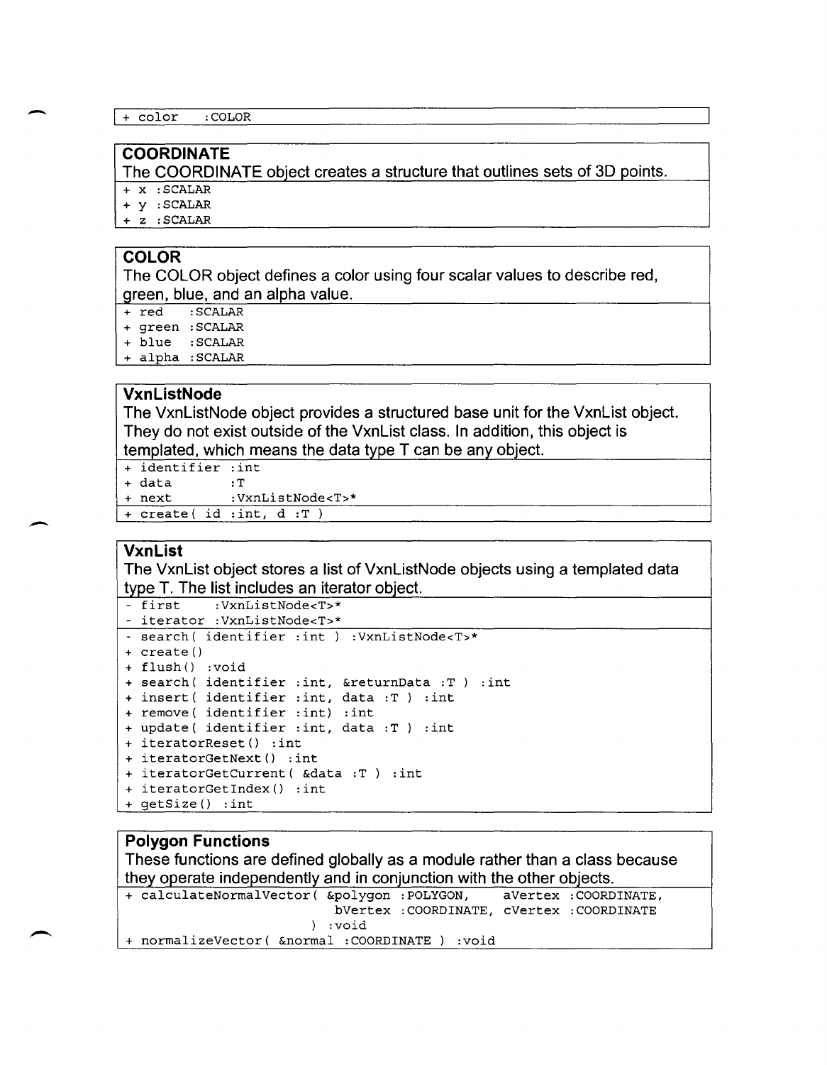```
+ color    :COLOR
```

### COORDINATE

The COORDINATE object creates a structure that outlines sets of 3D points.

```
+ x :SCALAR
+ y :SCALAR
+ z :SCALAR
```

### COLOR

The COLOR object defines a color using four scalar values to describe red, green, blue, and an alpha value.

```
+ red   :SCALAR
+ green :SCALAR
+ blue  :SCALAR
+ alpha :SCALAR
```

### VxnListNode

The VxnListNode object provides a structured base unit for the VxnList object. They do not exist outside of the VxnList class. In addition, this object is templated, which means the data type T can be any object.

```
+ identifier :int
+ data       :T
+ next       :VxnListNode<T>*
```

```
+ create( id :int, d :T )
```

### VxnList

The VxnList object stores a list of VxnListNode objects using a templated data type T. The list includes an iterator object.

```
- first    :VxnListNode<T>*
- iterator :VxnListNode<T>*
```

```
- search( identifier :int ) :VxnListNode<T>*
+ create()
+ flush() :void
+ search( identifier :int, &returnData :T ) :int
+ insert( identifier :int, data :T ) :int
+ remove( identifier :int) :int
+ update( identifier :int, data :T ) :int
+ iteratorReset() :int
+ iteratorGetNext() :int
+ iteratorGetCurrent( &data :T ) :int
+ iteratorGetIndex() :int
+ getSize() :int
```

### Polygon Functions

These functions are defined globally as a module rather than a class because they operate independently and in conjunction with the other objects.

```
+ calculateNormalVector( &polygon :POLYGON,     aVertex :COORDINATE,
                          bVertex :COORDINATE, cVertex :COORDINATE
                        ) :void
+ normalizeVector( &normal :COORDINATE ) :void
```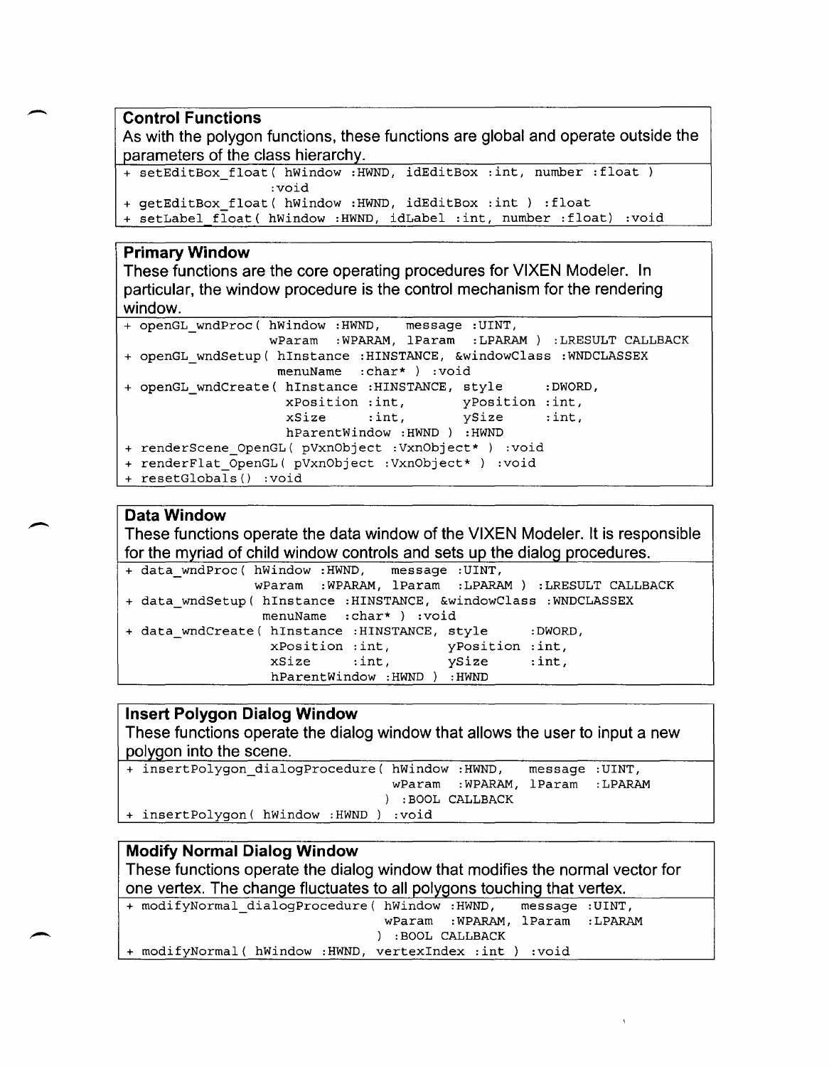## Control Functions

As with the polygon functions, these functions are global and operate outside the parameters of the class hierarchy.

```
+ setEditBox_float( hWindow :HWND, idEditBox :int, number :float )
                   :void
+ getEditBox_float( hWindow :HWND, idEditBox :int ) :float
+ setLabel_float( hWindow :HWND, idLabel :int, number :float) :void
```

## Primary Window

These functions are the core operating procedures for VIXEN Modeler. In particular, the window procedure is the control mechanism for the rendering window.

```
+ openGL_wndProc( hWindow :HWND,    message :UINT,
                  wParam  :WPARAM, lParam  :LPARAM ) :LRESULT CALLBACK
+ openGL_wndSetup( hInstance :HINSTANCE, &windowClass :WNDCLASSEX
                   menuName  :char* ) :void
+ openGL_wndCreate( hInstance :HINSTANCE, style     :DWORD,
                    xPosition :int,       yPosition :int,
                    xSize     :int,       ySize     :int,
                    hParentWindow :HWND ) :HWND
+ renderScene_OpenGL( pVxnObject :VxnObject* ) :void
+ renderFlat_OpenGL( pVxnObject :VxnObject* ) :void
+ resetGlobals() :void
```

## Data Window

These functions operate the data window of the VIXEN Modeler. It is responsible for the myriad of child window controls and sets up the dialog procedures.

```
+ data_wndProc( hWindow :HWND,    message :UINT,
                wParam  :WPARAM, lParam  :LPARAM ) :LRESULT CALLBACK
+ data_wndSetup( hInstance :HINSTANCE, &windowClass :WNDCLASSEX
                 menuName  :char* ) :void
+ data_wndCreate( hInstance :HINSTANCE, style     :DWORD,
                  xPosition :int,       yPosition :int,
                  xSize     :int,       ySize     :int,
                  hParentWindow :HWND ) :HWND
```

## Insert Polygon Dialog Window

These functions operate the dialog window that allows the user to input a new polygon into the scene.

```
+ insertPolygon_dialogProcedure( hWindow :HWND,    message :UINT,
                                 wParam  :WPARAM, lParam  :LPARAM
                               ) :BOOL CALLBACK
+ insertPolygon( hWindow :HWND ) :void
```

## Modify Normal Dialog Window

These functions operate the dialog window that modifies the normal vector for one vertex. The change fluctuates to all polygons touching that vertex.

```
+ modifyNormal_dialogProcedure( hWindow :HWND,    message :UINT,
                                wParam  :WPARAM, lParam  :LPARAM
                              ) :BOOL CALLBACK
+ modifyNormal( hWindow :HWND, vertexIndex :int ) :void
```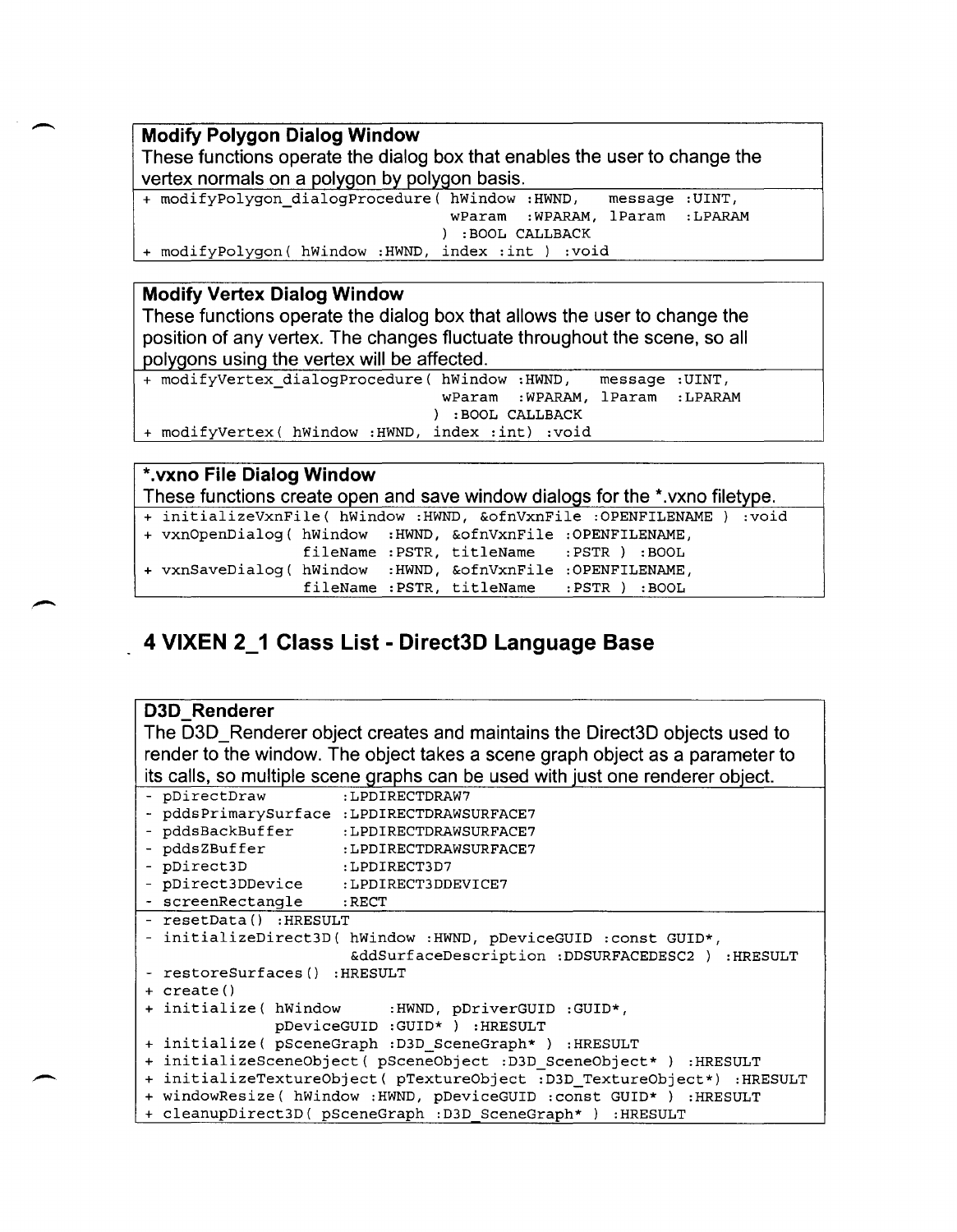**Modify Polygon Dialog Window**

These functions operate the dialog box that enables the user to change the vertex normals on a polygon by polygon basis.

```
+ modifyPolygon_dialogProcedure( hWindow :HWND,   message :UINT,
                                 wParam  :WPARAM, lParam  :LPARAM
                               ) :BOOL CALLBACK
+ modifyPolygon( hWindow :HWND, index :int ) :void
```

**Modify Vertex Dialog Window**

These functions operate the dialog box that allows the user to change the position of any vertex. The changes fluctuate throughout the scene, so all polygons using the vertex will be affected.

```
+ modifyVertex_dialogProcedure( hWindow :HWND,   message :UINT,
                                wParam  :WPARAM, lParam  :LPARAM
                              ) :BOOL CALLBACK
+ modifyVertex( hWindow :HWND, index :int) :void
```

***.vxno File Dialog Window**

These functions create open and save window dialogs for the *.vxno filetype.

```
+ initializeVxnFile( hWindow :HWND, &ofnVxnFile :OPENFILENAME ) :void
+ vxnOpenDialog( hWindow  :HWND, &ofnVxnFile :OPENFILENAME,
                 fileName :PSTR, titleName   :PSTR ) :BOOL
+ vxnSaveDialog( hWindow  :HWND, &ofnVxnFile :OPENFILENAME,
                 fileName :PSTR, titleName   :PSTR ) :BOOL
```

## 4 VIXEN 2_1 Class List - Direct3D Language Base

**D3D_Renderer**

The D3D_Renderer object creates and maintains the Direct3D objects used to render to the window. The object takes a scene graph object as a parameter to its calls, so multiple scene graphs can be used with just one renderer object.

```
- pDirectDraw          :LPDIRECTDRAW7
- pddsPrimarySurface   :LPDIRECTDRAWSURFACE7
- pddsBackBuffer       :LPDIRECTDRAWSURFACE7
- pddsZBuffer          :LPDIRECTDRAWSURFACE7
- pDirect3D            :LPDIRECT3D7
- pDirect3DDevice      :LPDIRECT3DDEVICE7
- screenRectangle      :RECT
```

```
- resetData() :HRESULT
- initializeDirect3D( hWindow :HWND, pDeviceGUID :const GUID*,
                      &ddSurfaceDescription :DDSURFACEDESC2 ) :HRESULT
- restoreSurfaces() :HRESULT
+ create()
+ initialize( hWindow     :HWND, pDriverGUID :GUID*,
              pDeviceGUID :GUID* ) :HRESULT
+ initialize( pSceneGraph :D3D_SceneGraph* ) :HRESULT
+ initializeSceneObject( pSceneObject :D3D_SceneObject* ) :HRESULT
+ initializeTextureObject( pTextureObject :D3D_TextureObject*) :HRESULT
+ windowResize( hWindow :HWND, pDeviceGUID :const GUID* ) :HRESULT
+ cleanupDirect3D( pSceneGraph :D3D_SceneGraph* ) :HRESULT
```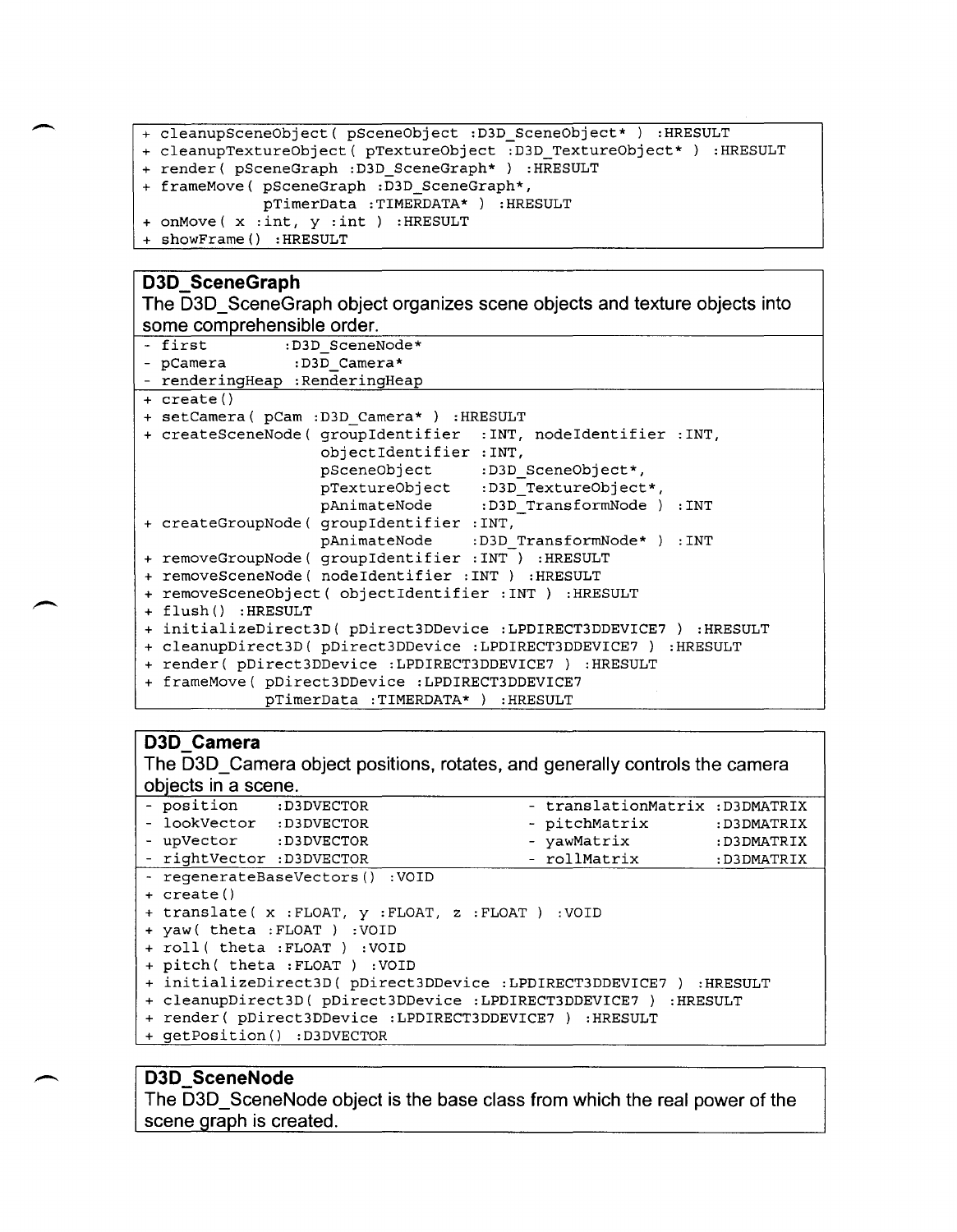```
+ cleanupSceneObject( pSceneObject :D3D_SceneObject* ) :HRESULT
+ cleanupTextureObject( pTextureObject :D3D_TextureObject* ) :HRESULT
+ render( pSceneGraph :D3D_SceneGraph* ) :HRESULT
+ frameMove( pSceneGraph :D3D_SceneGraph*,
             pTimerData :TIMERDATA* ) :HRESULT
+ onMove( x :int, y :int ) :HRESULT
+ showFrame() :HRESULT
```

**D3D_SceneGraph**

The D3D_SceneGraph object organizes scene objects and texture objects into some comprehensible order.

```
- first          :D3D_SceneNode*
- pCamera        :D3D_Camera*
- renderingHeap  :RenderingHeap
```

```
+ create()
+ setCamera( pCam :D3D_Camera* ) :HRESULT
+ createSceneNode( groupIdentifier  :INT, nodeIdentifier :INT,
                   objectIdentifier :INT,
                   pSceneObject     :D3D_SceneObject*,
                   pTextureObject   :D3D_TextureObject*,
                   pAnimateNode     :D3D_TransformNode ) :INT
+ createGroupNode( groupIdentifier :INT,
                   pAnimateNode    :D3D_TransformNode* ) :INT
+ removeGroupNode( groupIdentifier :INT ) :HRESULT
+ removeSceneNode( nodeIdentifier :INT ) :HRESULT
+ removeSceneObject( objectIdentifier :INT ) :HRESULT
+ flush() :HRESULT
+ initializeDirect3D( pDirect3DDevice :LPDIRECT3DDEVICE7 ) :HRESULT
+ cleanupDirect3D( pDirect3DDevice :LPDIRECT3DDEVICE7 ) :HRESULT
+ render( pDirect3DDevice :LPDIRECT3DDEVICE7 ) :HRESULT
+ frameMove( pDirect3DDevice :LPDIRECT3DDEVICE7
             pTimerData :TIMERDATA* ) :HRESULT
```

**D3D_Camera**

The D3D_Camera object positions, rotates, and generally controls the camera objects in a scene.

```
- position    :D3DVECTOR          - translationMatrix :D3DMATRIX
- lookVector  :D3DVECTOR          - pitchMatrix       :D3DMATRIX
- upVector    :D3DVECTOR          - yawMatrix         :D3DMATRIX
- rightVector :D3DVECTOR          - rollMatrix        :D3DMATRIX
```

```
- regenerateBaseVectors() :VOID
+ create()
+ translate( x :FLOAT, y :FLOAT, z :FLOAT ) :VOID
+ yaw( theta :FLOAT ) :VOID
+ roll( theta :FLOAT ) :VOID
+ pitch( theta :FLOAT ) :VOID
+ initializeDirect3D( pDirect3DDevice :LPDIRECT3DDEVICE7 ) :HRESULT
+ cleanupDirect3D( pDirect3DDevice :LPDIRECT3DDEVICE7 ) :HRESULT
+ render( pDirect3DDevice :LPDIRECT3DDEVICE7 ) :HRESULT
+ getPosition() :D3DVECTOR
```

**D3D_SceneNode**

The D3D_SceneNode object is the base class from which the real power of the scene graph is created.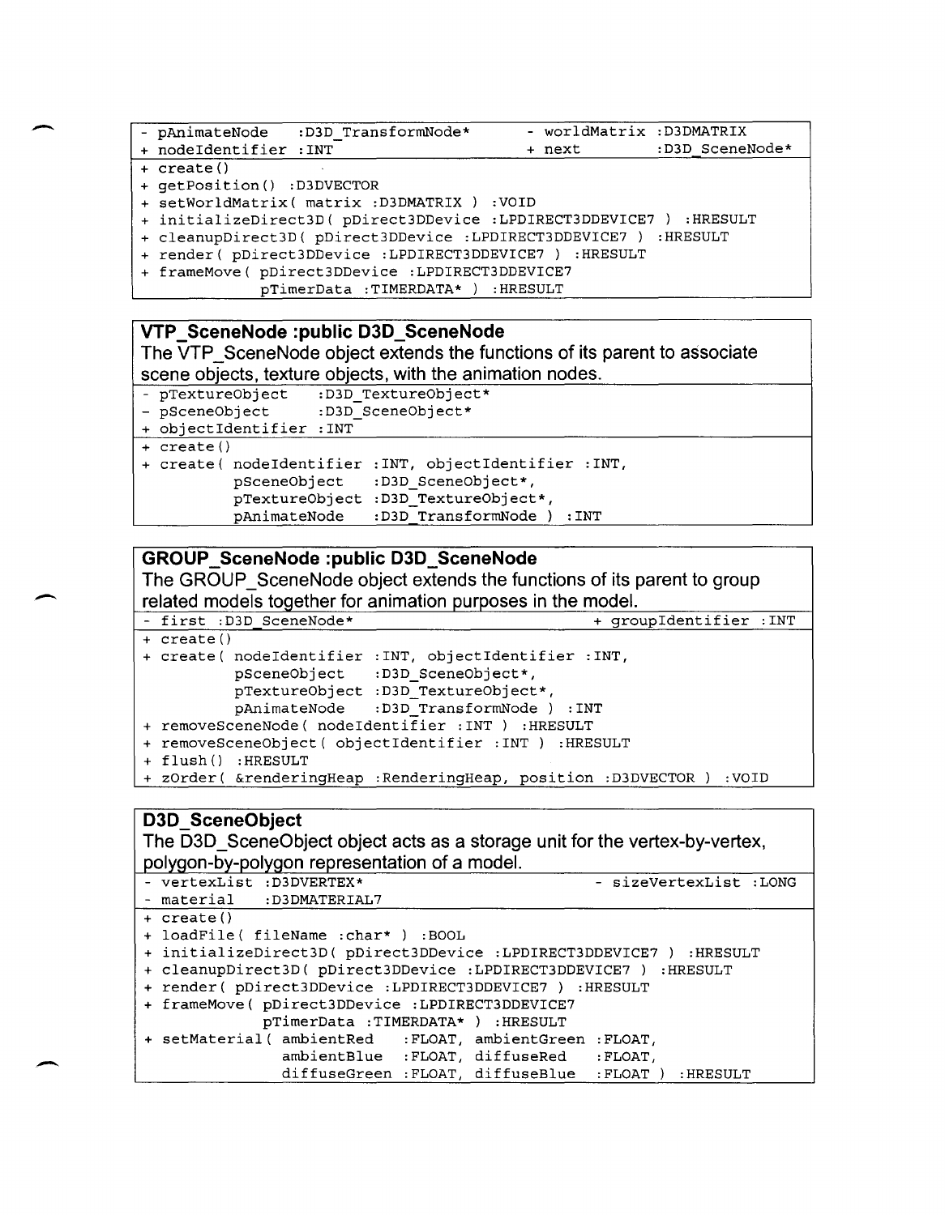```
- pAnimateNode    :D3D_TransformNode*        - worldMatrix :D3DMATRIX
+ nodeIdentifier :INT                         + next        :D3D_SceneNode*
```

```
+ create()
+ getPosition() :D3DVECTOR
+ setWorldMatrix( matrix :D3DMATRIX ) :VOID
+ initializeDirect3D( pDirect3DDevice :LPDIRECT3DDEVICE7 ) :HRESULT
+ cleanupDirect3D( pDirect3DDevice :LPDIRECT3DDEVICE7 ) :HRESULT
+ render( pDirect3DDevice :LPDIRECT3DDEVICE7 ) :HRESULT
+ frameMove( pDirect3DDevice :LPDIRECT3DDEVICE7
             pTimerData :TIMERDATA* ) :HRESULT
```

**VTP_SceneNode :public D3D_SceneNode**

The VTP_SceneNode object extends the functions of its parent to associate scene objects, texture objects, with the animation nodes.

```
- pTextureObject   :D3D_TextureObject*
- pSceneObject     :D3D_SceneObject*
+ objectIdentifier :INT
```

```
+ create()
+ create( nodeIdentifier :INT, objectIdentifier :INT,
          pSceneObject   :D3D_SceneObject*,
          pTextureObject :D3D_TextureObject*,
          pAnimateNode   :D3D_TransformNode ) :INT
```

**GROUP_SceneNode :public D3D_SceneNode**

The GROUP_SceneNode object extends the functions of its parent to group related models together for animation purposes in the model.

```
- first :D3D_SceneNode*                         + groupIdentifier :INT
```

```
+ create()
+ create( nodeIdentifier :INT, objectIdentifier :INT,
          pSceneObject   :D3D_SceneObject*,
          pTextureObject :D3D_TextureObject*,
          pAnimateNode   :D3D_TransformNode ) :INT
+ removeSceneNode( nodeIdentifier :INT ) :HRESULT
+ removeSceneObject( objectIdentifier :INT ) :HRESULT
+ flush() :HRESULT
+ zOrder( &renderingHeap :RenderingHeap, position :D3DVECTOR ) :VOID
```

**D3D_SceneObject**

The D3D_SceneObject object acts as a storage unit for the vertex-by-vertex, polygon-by-polygon representation of a model.

```
- vertexList :D3DVERTEX*                        - sizeVertexList :LONG
- material   :D3DMATERIAL7
```

```
+ create()
+ loadFile( fileName :char* ) :BOOL
+ initializeDirect3D( pDirect3DDevice :LPDIRECT3DDEVICE7 ) :HRESULT
+ cleanupDirect3D( pDirect3DDevice :LPDIRECT3DDEVICE7 ) :HRESULT
+ render( pDirect3DDevice :LPDIRECT3DDEVICE7 ) :HRESULT
+ frameMove( pDirect3DDevice :LPDIRECT3DDEVICE7
             pTimerData :TIMERDATA* ) :HRESULT
+ setMaterial( ambientRed   :FLOAT, ambientGreen :FLOAT,
               ambientBlue  :FLOAT, diffuseRed   :FLOAT,
               diffuseGreen :FLOAT, diffuseBlue  :FLOAT ) :HRESULT
```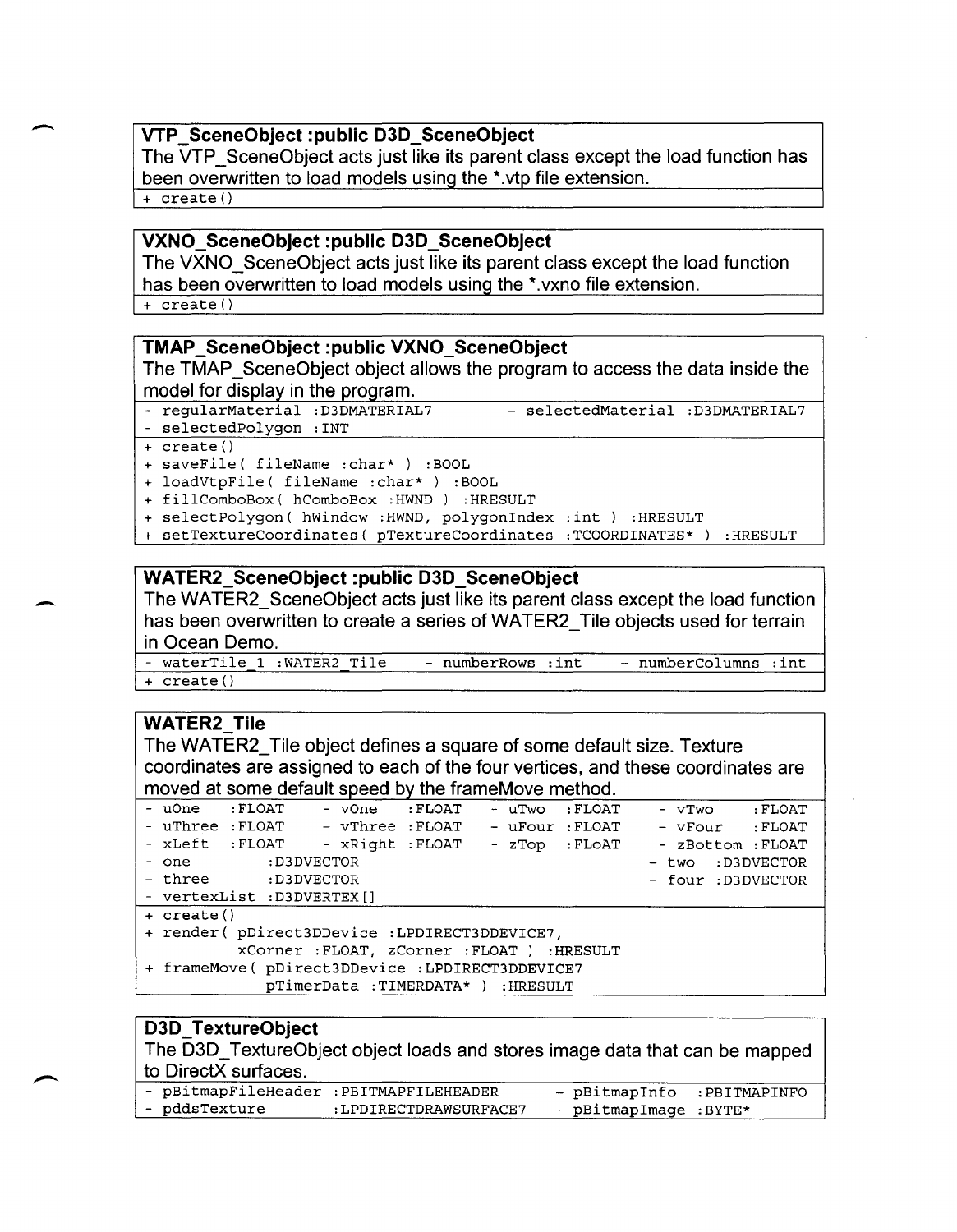**VTP_SceneObject :public D3D_SceneObject**

The VTP_SceneObject acts just like its parent class except the load function has been overwritten to load models using the *.vtp file extension.

```
+ create()
```

**VXNO_SceneObject :public D3D_SceneObject**

The VXNO_SceneObject acts just like its parent class except the load function has been overwritten to load models using the *.vxno file extension.

```
+ create()
```

**TMAP_SceneObject :public VXNO_SceneObject**

The TMAP_SceneObject object allows the program to access the data inside the model for display in the program.

```
- regularMaterial :D3DMATERIAL7        - selectedMaterial :D3DMATERIAL7
- selectedPolygon :INT
```

```
+ create()
+ saveFile( fileName :char* ) :BOOL
+ loadVtpFile( fileName :char* ) :BOOL
+ fillComboBox( hComboBox :HWND ) :HRESULT
+ selectPolygon( hWindow :HWND, polygonIndex :int ) :HRESULT
+ setTextureCoordinates( pTextureCoordinates :TCOORDINATES* ) :HRESULT
```

**WATER2_SceneObject :public D3D_SceneObject**

The WATER2_SceneObject acts just like its parent class except the load function has been overwritten to create a series of WATER2_Tile objects used for terrain in Ocean Demo.

```
- waterTile_1 :WATER2_Tile    - numberRows :int    - numberColumns :int
```

```
+ create()
```

**WATER2_Tile**

The WATER2_Tile object defines a square of some default size. Texture coordinates are assigned to each of the four vertices, and these coordinates are moved at some default speed by the frameMove method.

```
- uOne   :FLOAT    - vOne   :FLOAT    - uTwo  :FLOAT    - vTwo    :FLOAT
- uThree :FLOAT    - vThree :FLOAT    - uFour :FLOAT    - vFour   :FLOAT
- xLeft  :FLOAT    - xRight :FLOAT    - zTop  :FLoAT    - zBottom :FLOAT
- one        :D3DVECTOR                                 - two  :D3DVECTOR
- three      :D3DVECTOR                                 - four :D3DVECTOR
- vertexList :D3DVERTEX[]
```

```
+ create()
+ render( pDirect3DDevice :LPDIRECT3DDEVICE7,
          xCorner :FLOAT, zCorner :FLOAT ) :HRESULT
+ frameMove( pDirect3DDevice :LPDIRECT3DDEVICE7
             pTimerData :TIMERDATA* ) :HRESULT
```

**D3D_TextureObject**

The D3D_TextureObject object loads and stores image data that can be mapped to DirectX surfaces.

```
- pBitmapFileHeader :PBITMAPFILEHEADER      - pBitmapInfo  :PBITMAPINFO
- pddsTexture       :LPDIRECTDRAWSURFACE7   - pBitmapImage :BYTE*
```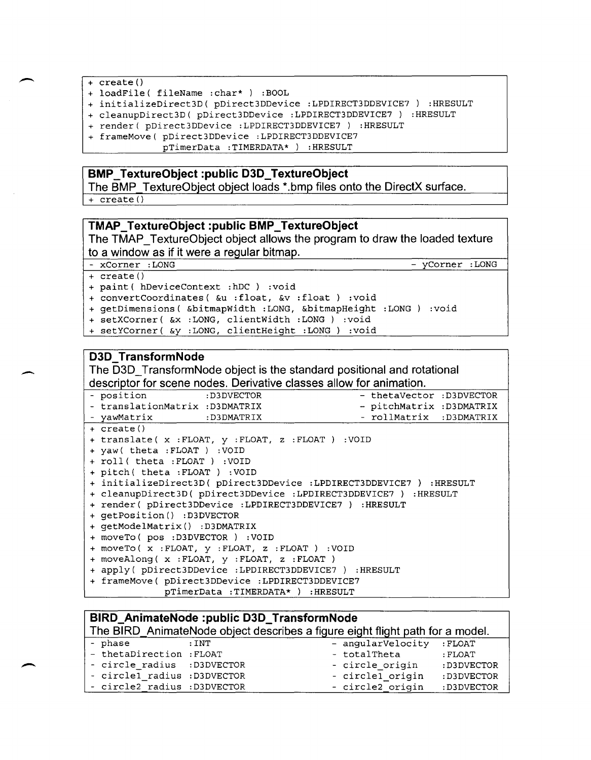```
+ create()
+ loadFile( fileName :char* ) :BOOL
+ initializeDirect3D( pDirect3DDevice :LPDIRECT3DDEVICE7 ) :HRESULT
+ cleanupDirect3D( pDirect3DDevice :LPDIRECT3DDEVICE7 ) :HRESULT
+ render( pDirect3DDevice :LPDIRECT3DDEVICE7 ) :HRESULT
+ frameMove( pDirect3DDevice :LPDIRECT3DDEVICE7
             pTimerData :TIMERDATA* ) :HRESULT
```

**BMP_TextureObject :public D3D_TextureObject**

The BMP_TextureObject object loads *.bmp files onto the DirectX surface.

```
+ create()
```

**TMAP_TextureObject :public BMP_TextureObject**

The TMAP_TextureObject object allows the program to draw the loaded texture to a window as if it were a regular bitmap.

```
- xCorner :LONG                                          - yCorner :LONG
```

```
+ create()
+ paint( hDeviceContext :hDC ) :void
+ convertCoordinates( &u :float, &v :float ) :void
+ getDimensions( &bitmapWidth :LONG, &bitmapHeight :LONG ) :void
+ setXCorner( &x :LONG, clientWidth :LONG ) :void
+ setYCorner( &y :LONG, clientHeight :LONG ) :void
```

**D3D_TransformNode**

The D3D_TransformNode object is the standard positional and rotational descriptor for scene nodes. Derivative classes allow for animation.

```
- position          :D3DVECTOR              - thetaVector :D3DVECTOR
- translationMatrix :D3DMATRIX              - pitchMatrix :D3DMATRIX
- yawMatrix         :D3DMATRIX              - rollMatrix  :D3DMATRIX
```

```
+ create()
+ translate( x :FLOAT, y :FLOAT, z :FLOAT ) :VOID
+ yaw( theta :FLOAT ) :VOID
+ roll( theta :FLOAT ) :VOID
+ pitch( theta :FLOAT ) :VOID
+ initializeDirect3D( pDirect3DDevice :LPDIRECT3DDEVICE7 ) :HRESULT
+ cleanupDirect3D( pDirect3DDevice :LPDIRECT3DDEVICE7 ) :HRESULT
+ render( pDirect3DDevice :LPDIRECT3DDEVICE7 ) :HRESULT
+ getPosition() :D3DVECTOR
+ getModelMatrix() :D3DMATRIX
+ moveTo( pos :D3DVECTOR ) :VOID
+ moveTo( x :FLOAT, y :FLOAT, z :FLOAT ) :VOID
+ moveAlong( x :FLOAT, y :FLOAT, z :FLOAT )
+ apply( pDirect3DDevice :LPDIRECT3DDEVICE7 ) :HRESULT
+ frameMove( pDirect3DDevice :LPDIRECT3DDEVICE7
             pTimerData :TIMERDATA* ) :HRESULT
```

**BIRD_AnimateNode :public D3D_TransformNode**

The BIRD_AnimateNode object describes a figure eight flight path for a model.

```
- phase           :INT                 - angularVelocity  :FLOAT
- thetaDirection  :FLOAT               - totalTheta       :FLOAT
- circle_radius   :D3DVECTOR           - circle_origin    :D3DVECTOR
- circle1_radius  :D3DVECTOR           - circle1_origin   :D3DVECTOR
- circle2_radius  :D3DVECTOR           - circle2_origin   :D3DVECTOR
```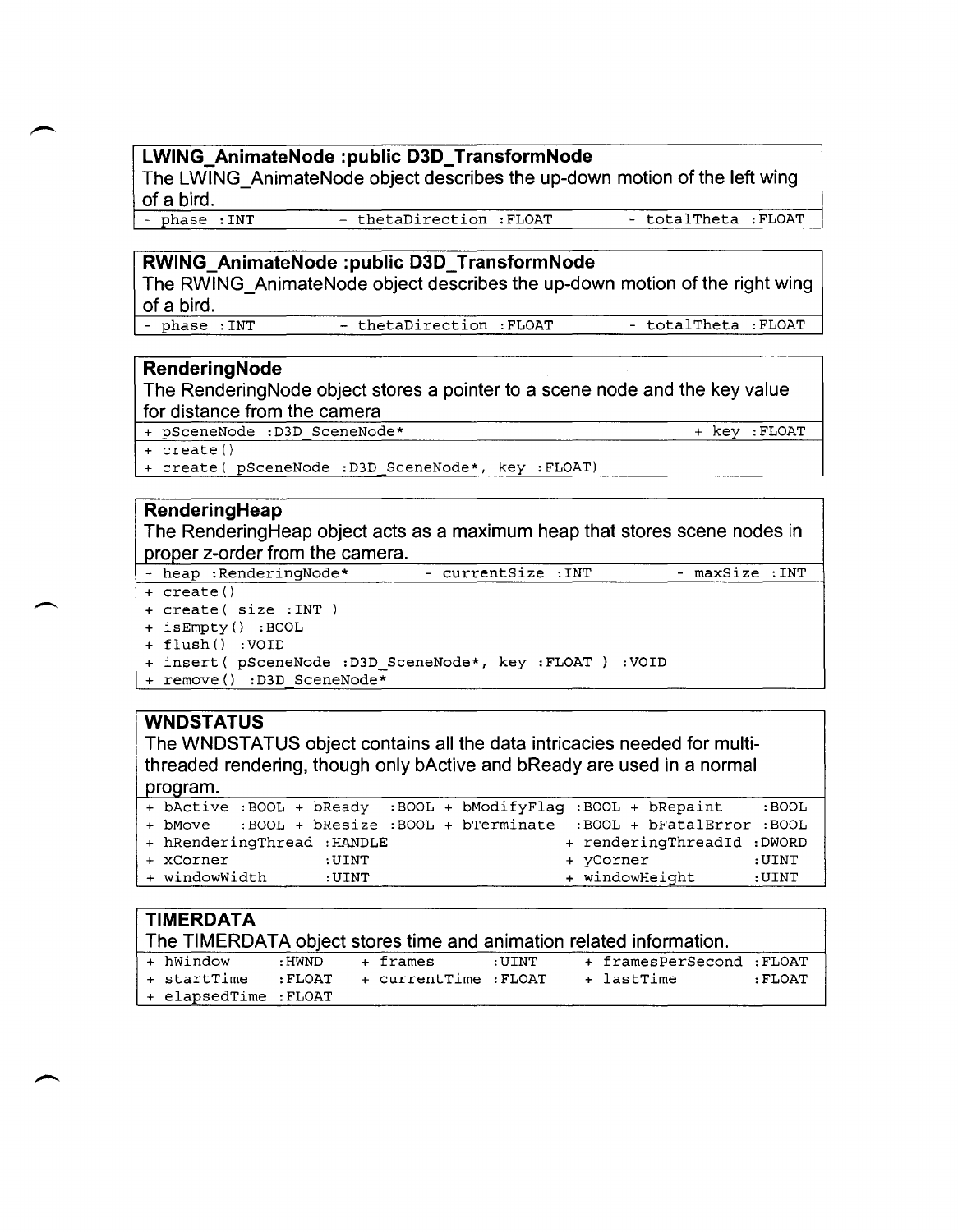**LWING_AnimateNode :public D3D_TransformNode**

The LWING_AnimateNode object describes the up-down motion of the left wing of a bird.

```
- phase :INT          - thetaDirection :FLOAT        - totalTheta :FLOAT
```

**RWING_AnimateNode :public D3D_TransformNode**

The RWING_AnimateNode object describes the up-down motion of the right wing of a bird.

```
- phase :INT          - thetaDirection :FLOAT        - totalTheta :FLOAT
```

**RenderingNode**

The RenderingNode object stores a pointer to a scene node and the key value for distance from the camera

```
+ pSceneNode :D3D_SceneNode*                                  + key :FLOAT
```

```
+ create()
+ create( pSceneNode :D3D_SceneNode*, key :FLOAT)
```

**RenderingHeap**

The RenderingHeap object acts as a maximum heap that stores scene nodes in proper z-order from the camera.

```
- heap :RenderingNode*        - currentSize :INT          - maxSize :INT
```

```
+ create()
+ create( size :INT )
+ isEmpty() :BOOL
+ flush() :VOID
+ insert( pSceneNode :D3D_SceneNode*, key :FLOAT ) :VOID
+ remove() :D3D_SceneNode*
```

**WNDSTATUS**

The WNDSTATUS object contains all the data intricacies needed for multi-threaded rendering, though only bActive and bReady are used in a normal program.

```
+ bActive :BOOL + bReady  :BOOL + bModifyFlag :BOOL + bRepaint    :BOOL
+ bMove   :BOOL + bResize :BOOL + bTerminate  :BOOL + bFatalError :BOOL
+ hRenderingThread :HANDLE                   + renderingThreadId :DWORD
+ xCorner          :UINT                     + yCorner           :UINT
+ windowWidth      :UINT                     + windowHeight      :UINT
```

**TIMERDATA**

The TIMERDATA object stores time and animation related information.

```
+ hWindow     :HWND    + frames      :UINT    + framesPerSecond :FLOAT
+ startTime   :FLOAT   + currentTime :FLOAT   + lastTime        :FLOAT
+ elapsedTime :FLOAT
```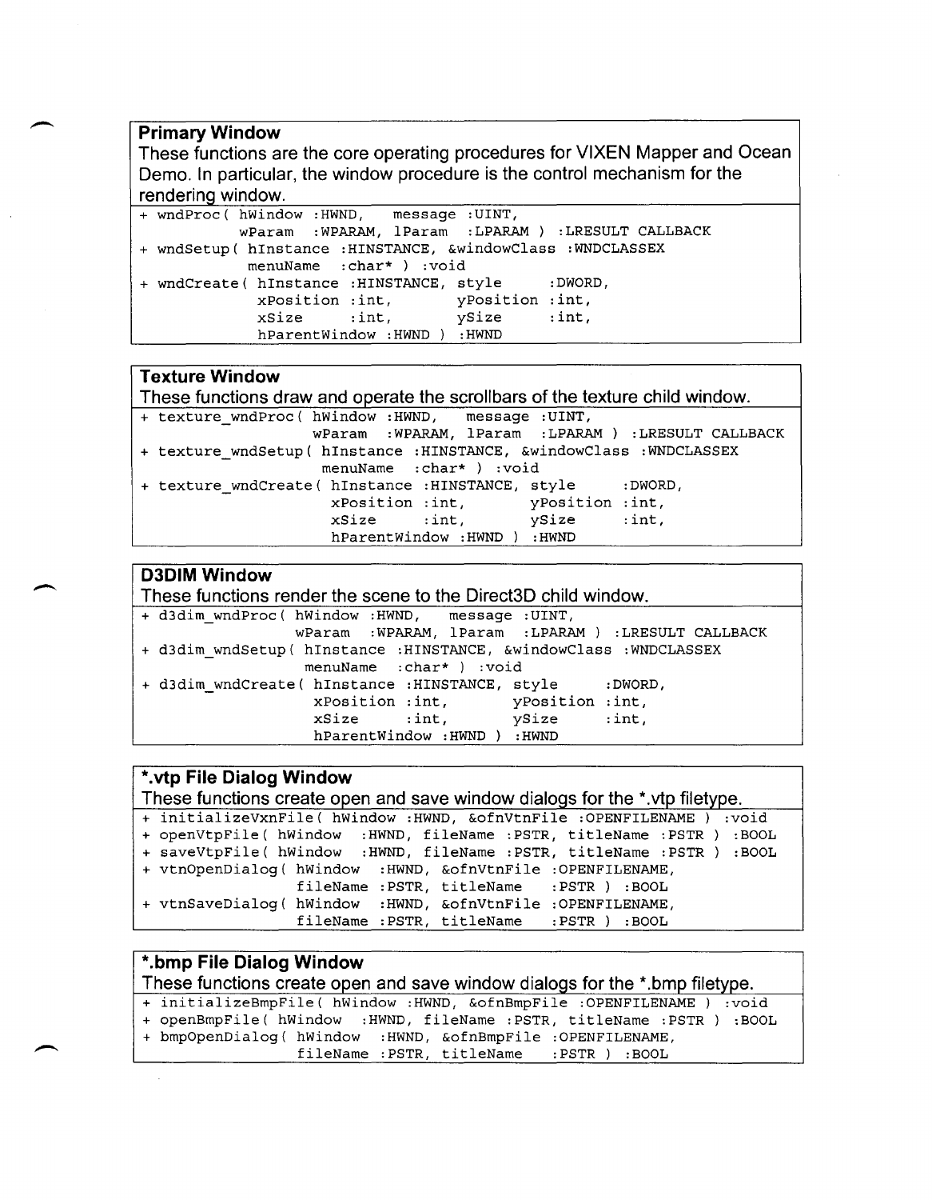### Primary Window

These functions are the core operating procedures for VIXEN Mapper and Ocean Demo. In particular, the window procedure is the control mechanism for the rendering window.

```
+ wndProc( hWindow :HWND,    message :UINT,
           wParam  :WPARAM, lParam  :LPARAM ) :LRESULT CALLBACK
+ wndSetup( hInstance :HINSTANCE, &windowClass :WNDCLASSEX
            menuName  :char* ) :void
+ wndCreate( hInstance :HINSTANCE, style     :DWORD,
             xPosition :int,       yPosition :int,
             xSize     :int,       ySize     :int,
             hParentWindow :HWND ) :HWND
```

### Texture Window

These functions draw and operate the scrollbars of the texture child window.

```
+ texture_wndProc( hWindow :HWND,    message :UINT,
                   wParam  :WPARAM, lParam  :LPARAM ) :LRESULT CALLBACK
+ texture_wndSetup( hInstance :HINSTANCE, &windowClass :WNDCLASSEX
                    menuName  :char* ) :void
+ texture_wndCreate( hInstance :HINSTANCE, style     :DWORD,
                     xPosition :int,       yPosition :int,
                     xSize     :int,       ySize     :int,
                     hParentWindow :HWND ) :HWND
```

### D3DIM Window

These functions render the scene to the Direct3D child window.

```
+ d3dim_wndProc( hWindow :HWND,    message :UINT,
                 wParam  :WPARAM, lParam  :LPARAM ) :LRESULT CALLBACK
+ d3dim_wndSetup( hInstance :HINSTANCE, &windowClass :WNDCLASSEX
                  menuName  :char* ) :void
+ d3dim_wndCreate( hInstance :HINSTANCE, style     :DWORD,
                   xPosition :int,       yPosition :int,
                   xSize     :int,       ySize     :int,
                   hParentWindow :HWND ) :HWND
```

### *.vtp File Dialog Window

These functions create open and save window dialogs for the *.vtp filetype.

```
+ initializeVxnFile( hWindow :HWND, &ofnVtnFile :OPENFILENAME ) :void
+ openVtpFile( hWindow  :HWND, fileName :PSTR, titleName :PSTR ) :BOOL
+ saveVtpFile( hWindow  :HWND, fileName :PSTR, titleName :PSTR ) :BOOL
+ vtnOpenDialog( hWindow  :HWND, &ofnVtnFile :OPENFILENAME,
                 fileName :PSTR, titleName   :PSTR ) :BOOL
+ vtnSaveDialog( hWindow  :HWND, &ofnVtnFile :OPENFILENAME,
                 fileName :PSTR, titleName   :PSTR ) :BOOL
```

### *.bmp File Dialog Window

These functions create open and save window dialogs for the *.bmp filetype.

```
+ initializeBmpFile( hWindow :HWND, &ofnBmpFile :OPENFILENAME ) :void
+ openBmpFile( hWindow  :HWND, fileName :PSTR, titleName :PSTR ) :BOOL
+ bmpOpenDialog( hWindow  :HWND, &ofnBmpFile :OPENFILENAME,
                 fileName :PSTR, titleName   :PSTR ) :BOOL
```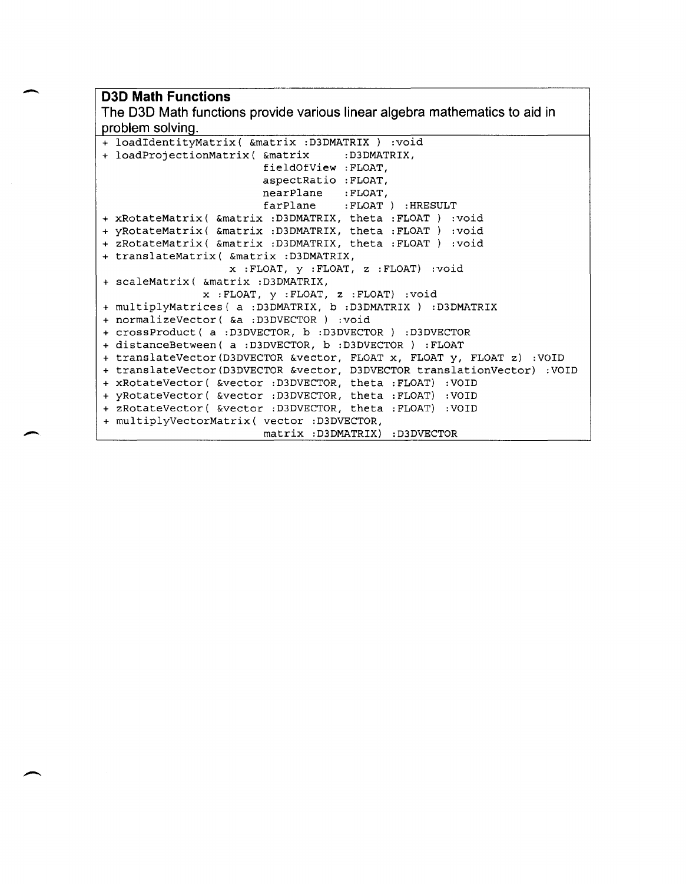**D3D Math Functions**

The D3D Math functions provide various linear algebra mathematics to aid in problem solving.

```
+ loadIdentityMatrix( &matrix :D3DMATRIX ) :void
+ loadProjectionMatrix( &matrix      :D3DMATRIX,
                        fieldOfView :FLOAT,
                        aspectRatio :FLOAT,
                        nearPlane   :FLOAT,
                        farPlane    :FLOAT ) :HRESULT
+ xRotateMatrix( &matrix :D3DMATRIX, theta :FLOAT ) :void
+ yRotateMatrix( &matrix :D3DMATRIX, theta :FLOAT ) :void
+ zRotateMatrix( &matrix :D3DMATRIX, theta :FLOAT ) :void
+ translateMatrix( &matrix :D3DMATRIX,
                   x :FLOAT, y :FLOAT, z :FLOAT) :void
+ scaleMatrix( &matrix :D3DMATRIX,
               x :FLOAT, y :FLOAT, z :FLOAT) :void
+ multiplyMatrices( a :D3DMATRIX, b :D3DMATRIX ) :D3DMATRIX
+ normalizeVector( &a :D3DVECTOR ) :void
+ crossProduct( a :D3DVECTOR, b :D3DVECTOR ) :D3DVECTOR
+ distanceBetween( a :D3DVECTOR, b :D3DVECTOR ) :FLOAT
+ translateVector(D3DVECTOR &vector, FLOAT x, FLOAT y, FLOAT z) :VOID
+ translateVector(D3DVECTOR &vector, D3DVECTOR translationVector) :VOID
+ xRotateVector( &vector :D3DVECTOR, theta :FLOAT) :VOID
+ yRotateVector( &vector :D3DVECTOR, theta :FLOAT) :VOID
+ zRotateVector( &vector :D3DVECTOR, theta :FLOAT) :VOID
+ multiplyVectorMatrix( vector :D3DVECTOR,
                        matrix :D3DMATRIX) :D3DVECTOR
```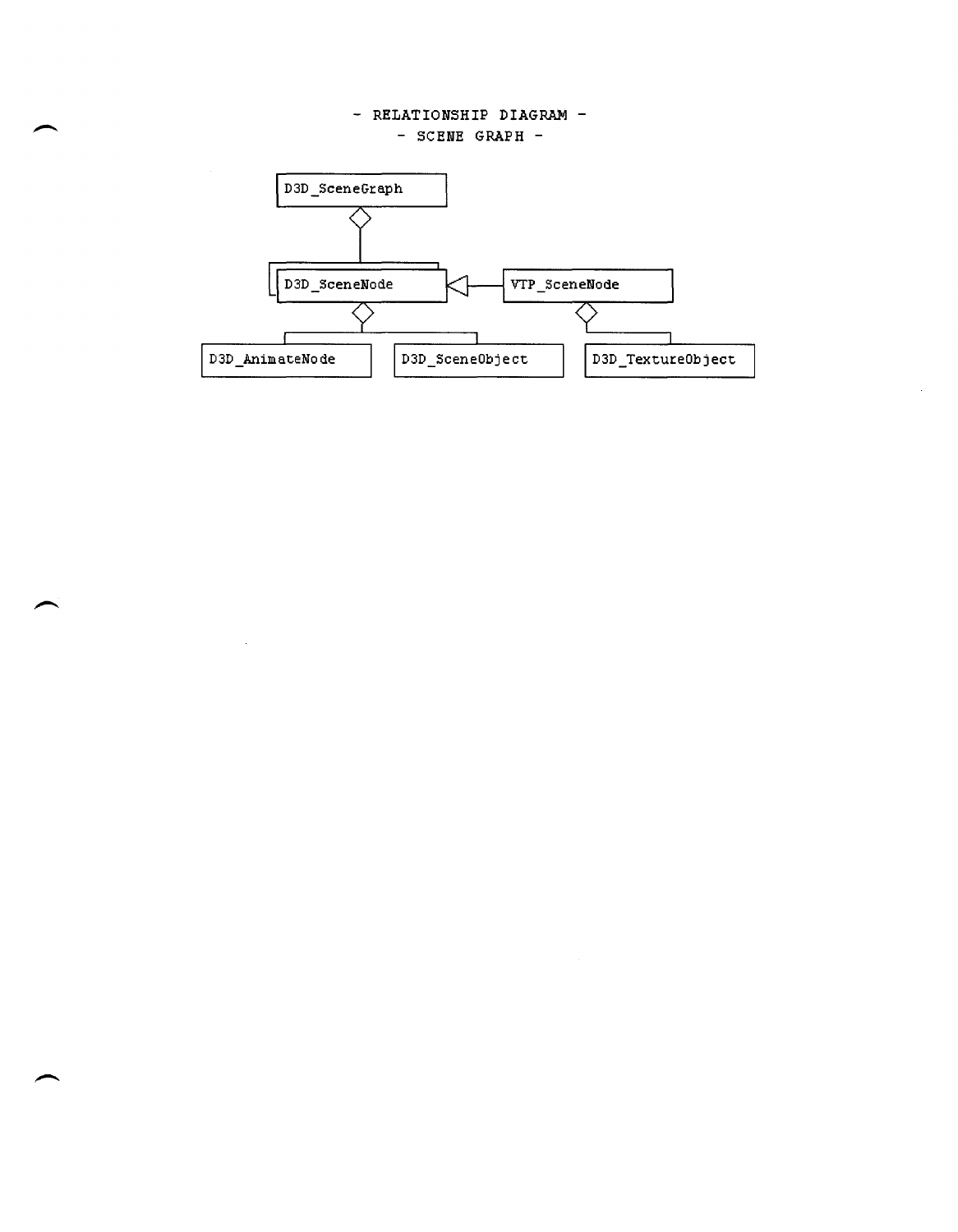# - RELATIONSHIP DIAGRAM -
## - SCENE GRAPH -

D3D_SceneGraph

D3D_SceneNode

VTP_SceneNode

D3D_AnimateNode

D3D_SceneObject

D3D_TextureObject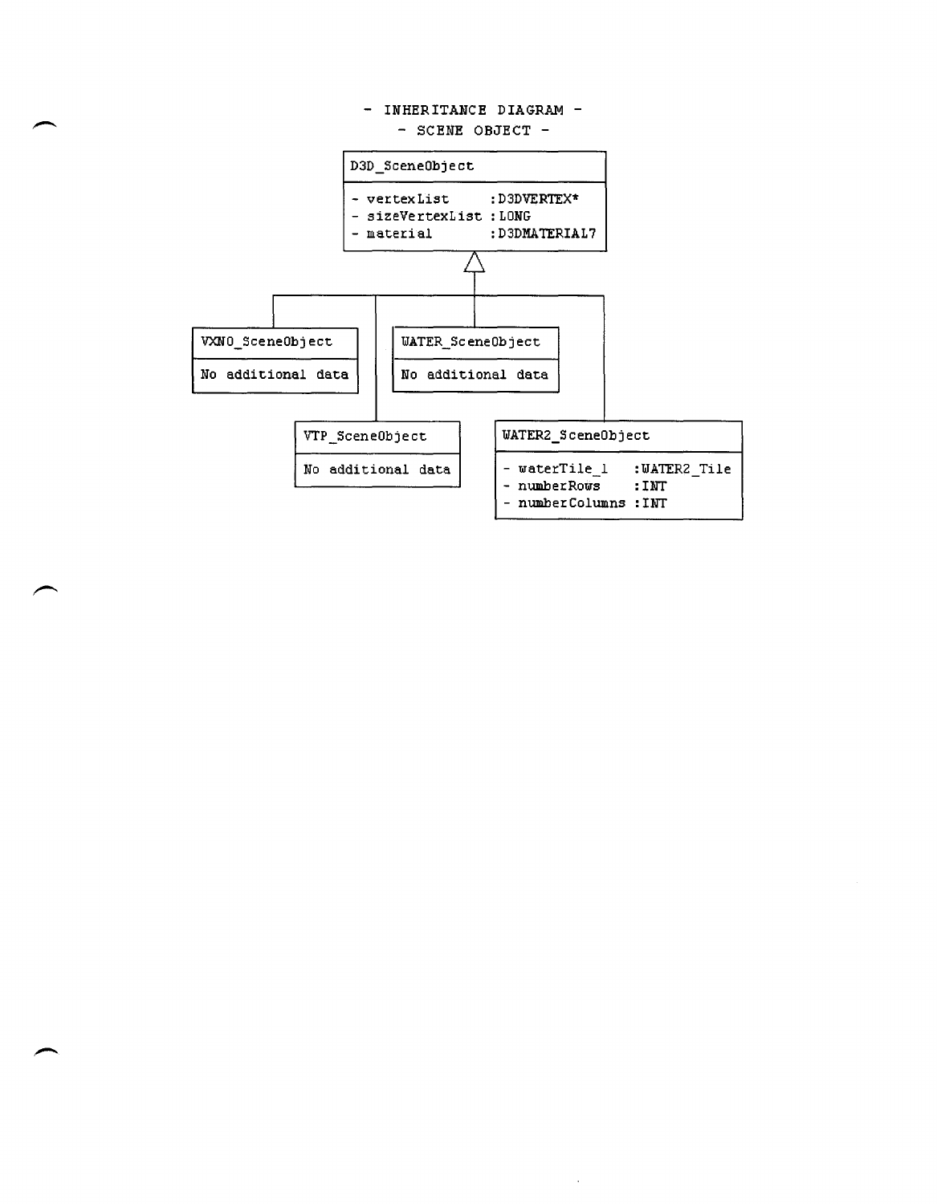- INHERITANCE DIAGRAM -

- SCENE OBJECT -

**D3D_SceneObject**
- vertexList :D3DVERTEX*
- sizeVertexList :LONG
- material :D3DMATERIAL7

Subclasses of D3D_SceneObject:

**VXNO_SceneObject**
No additional data

**WATER_SceneObject**
No additional data

**VTP_SceneObject**
No additional data

**WATER2_SceneObject**
- waterTile_1 :WATER2_Tile
- numberRows :INT
- numberColumns :INT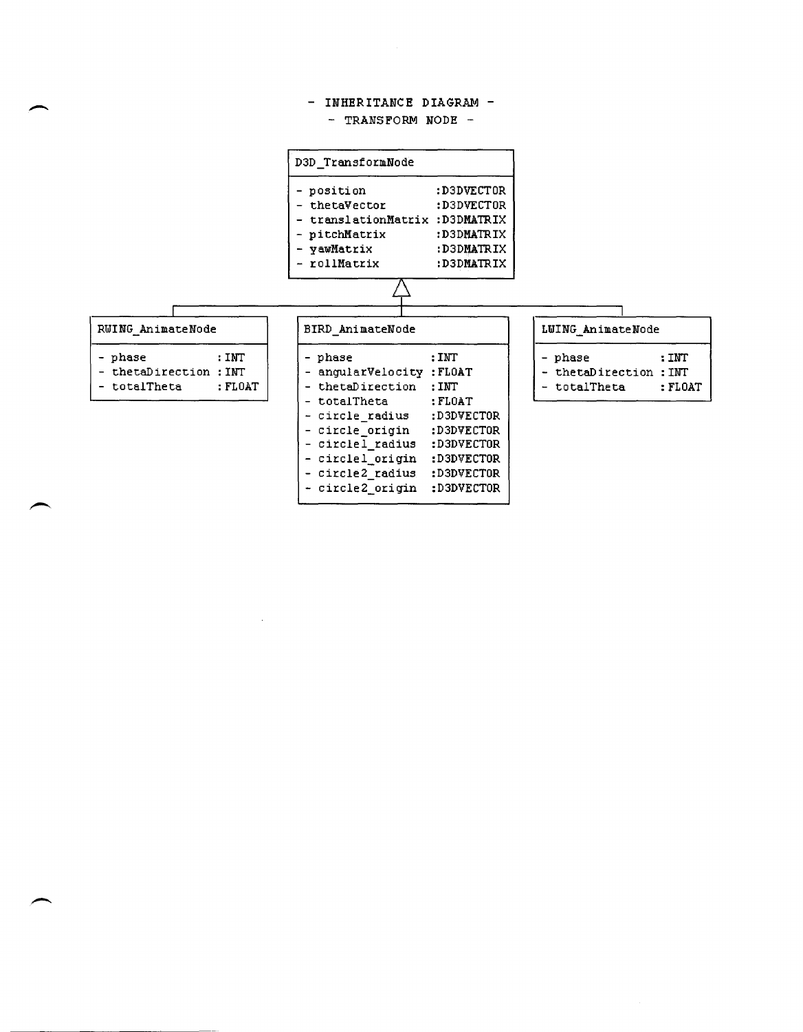# - INHERITANCE DIAGRAM -

## - TRANSFORM NODE -

**D3D_TransformNode**

| Attribute | Type |
|---|---|
| - position | :D3DVECTOR |
| - thetaVector | :D3DVECTOR |
| - translationMatrix | :D3DMATRIX |
| - pitchMatrix | :D3DMATRIX |
| - yawMatrix | :D3DMATRIX |
| - rollMatrix | :D3DMATRIX |

**RWING_AnimateNode**

| Attribute | Type |
|---|---|
| - phase | :INT |
| - thetaDirection | :INT |
| - totalTheta | :FLOAT |

**BIRD_AnimateNode**

| Attribute | Type |
|---|---|
| - phase | :INT |
| - angularVelocity | :FLOAT |
| - thetaDirection | :INT |
| - totalTheta | :FLOAT |
| - circle_radius | :D3DVECTOR |
| - circle_origin | :D3DVECTOR |
| - circle1_radius | :D3DVECTOR |
| - circle1_origin | :D3DVECTOR |
| - circle2_radius | :D3DVECTOR |
| - circle2_origin | :D3DVECTOR |

**LWING_AnimateNode**

| Attribute | Type |
|---|---|
| - phase | :INT |
| - thetaDirection | :INT |
| - totalTheta | :FLOAT |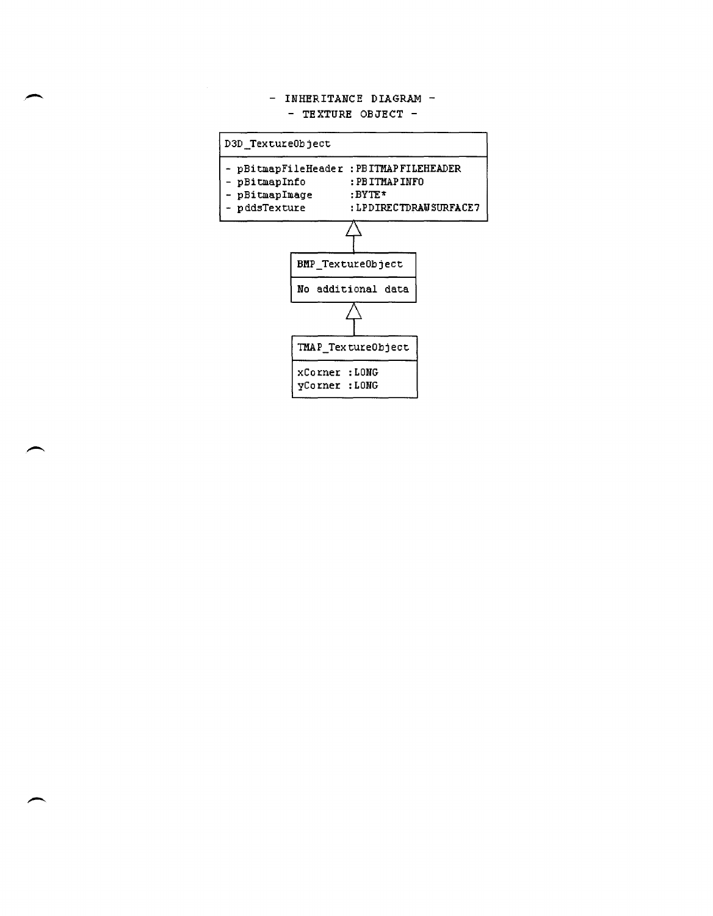# - INHERITANCE DIAGRAM -
## - TEXTURE OBJECT -

```
D3D_TextureObject
- pBitmapFileHeader :PBITMAPFILEHEADER
- pBitmapInfo       :PBITMAPINFO
- pBitmapImage      :BYTE*
- pddsTexture       :LPDIRECTDRAWSURFACE7
        ^
        |
BMP_TextureObject
No additional data
        ^
        |
TMAP_TextureObject
xCorner :LONG
yCorner :LONG
```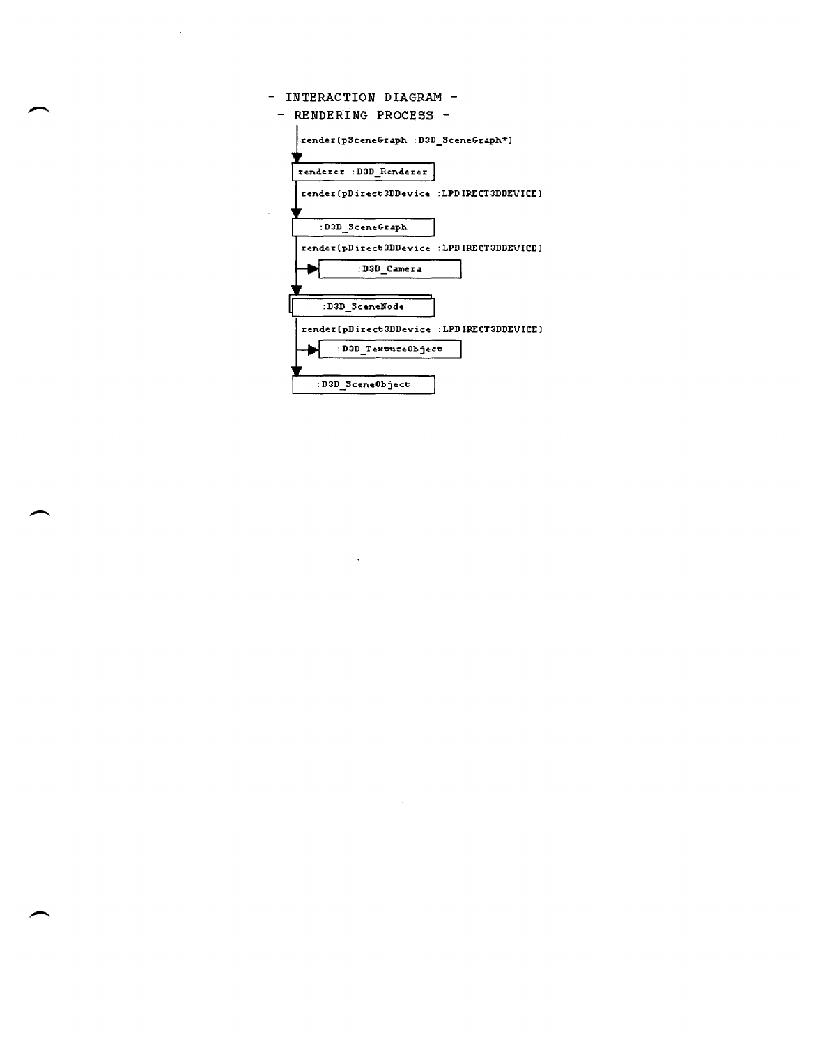- INTERACTION DIAGRAM -

- RENDERING PROCESS -

render(pSceneGraph :D3D_SceneGraph*)

renderer :D3D_Renderer

render(pDirect3DDevice :LPDIRECT3DDEVICE)

:D3D_SceneGraph

render(pDirect3DDevice :LPDIRECT3DDEVICE)

:D3D_Camera

:D3D_SceneNode

render(pDirect3DDevice :LPDIRECT3DDEVICE)

:D3D_TextureObject

:D3D_SceneObject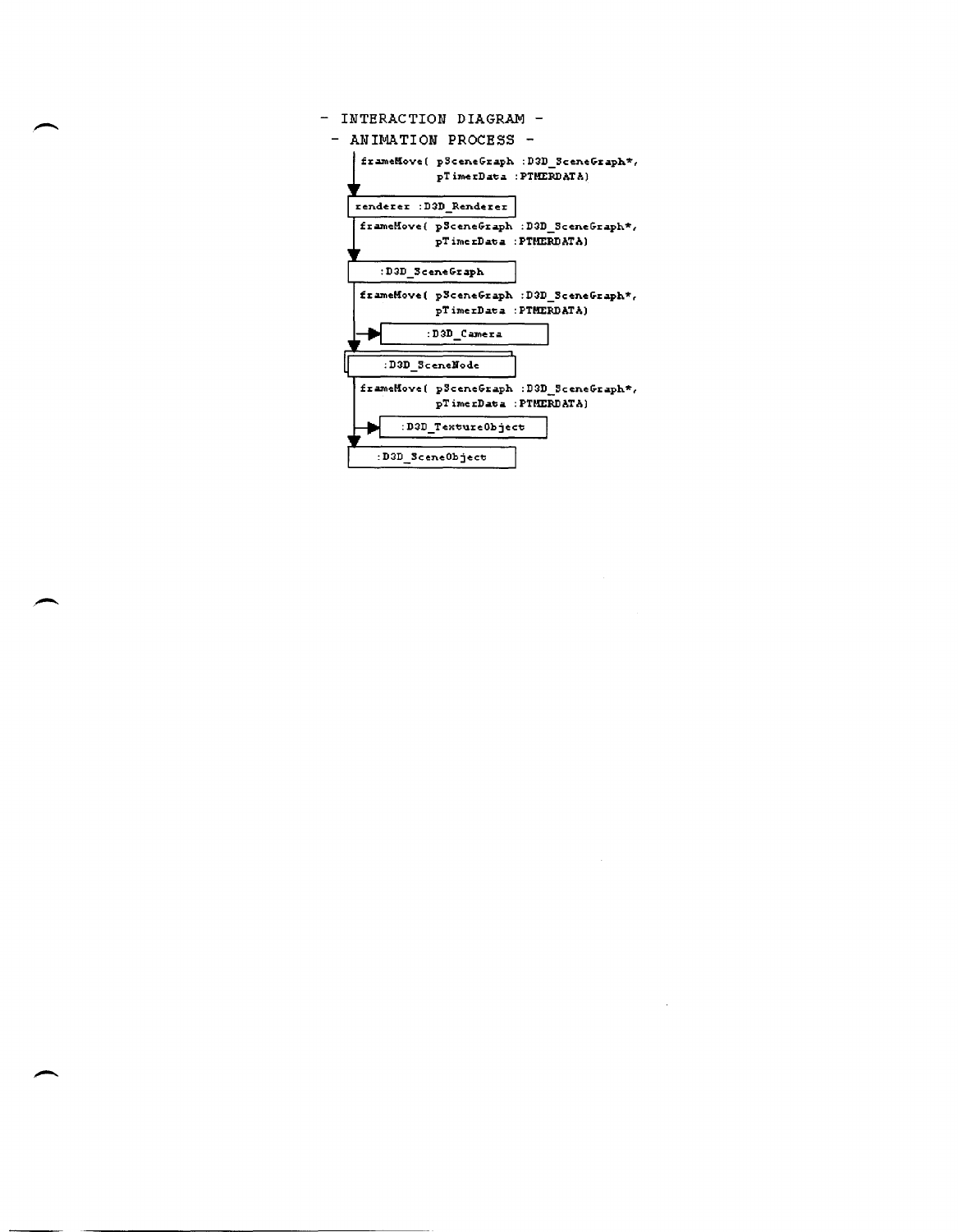- INTERACTION DIAGRAM -

- ANIMATION PROCESS -

frameMove( pSceneGraph :D3D_SceneGraph*,
pTimerData :PTMERDATA)

renderer :D3D_Renderer

frameMove( pSceneGraph :D3D_SceneGraph*,
pTimerData :PTMERDATA)

:D3D_SceneGraph

frameMove( pSceneGraph :D3D_SceneGraph*,
pTimerData :PTMERDATA)

:D3D_Camera

:D3D_SceneNode

frameMove( pSceneGraph :D3D_SceneGraph*,
pTimerData :PTMERDATA)

:D3D_TextureObject

:D3D_SceneObject